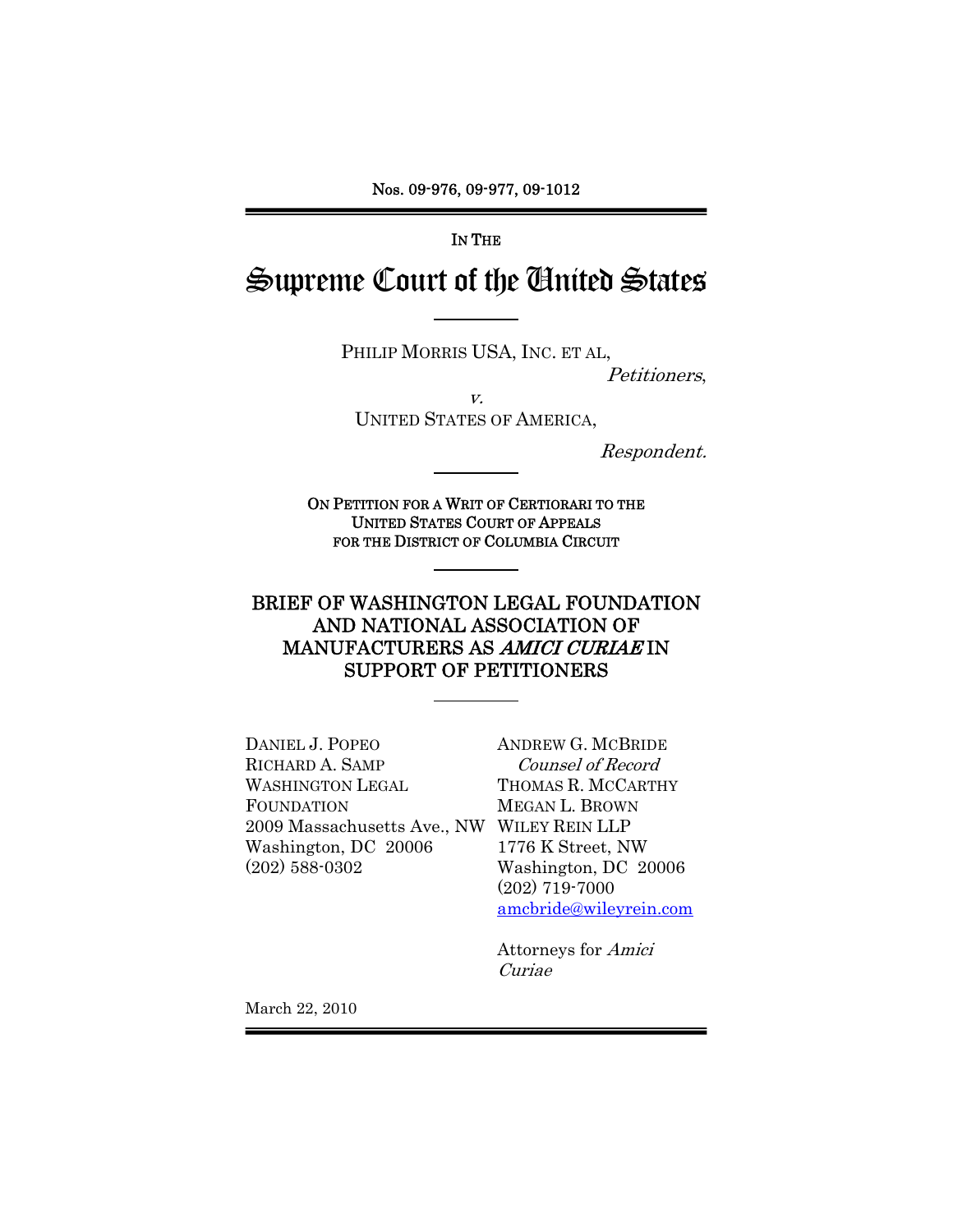Nos. 09-976, 09-977, 09-1012

IN THE

# Supreme Court of the United States

---

PHILIP MORRIS USA, INC. ET AL,

*Petitioners*,

*v.*

UNITED STATES OF AMERICA,

*Respondent.*

---

ON PETITION FOR A WRIT OF CERTIORARI TO THE UNITED STATES COURT OF APPEALS FOR THE DISTRICT OF COLUMBIA CIRCUIT

---

## BRIEF OF WASHINGTON LEGAL FOUNDATION AND NATIONAL ASSOCIATION OF MANUFACTURERS AS *AMICI CURIAE* IN SUPPORT OF PETITIONERS

---

DANIEL J. POPEO
RICHARD A. SAMP
WASHINGTON LEGAL FOUNDATION
2009 Massachusetts Ave., NW
Washington, DC 20006
(202) 588-0302

ANDREW G. MCBRIDE
*Counsel of Record*
THOMAS R. MCCARTHY
MEGAN L. BROWN
WILEY REIN LLP
1776 K Street, NW
Washington, DC 20006
(202) 719-7000
amcbride@wileyrein.com

Attorneys for *Amici Curiae*

March 22, 2010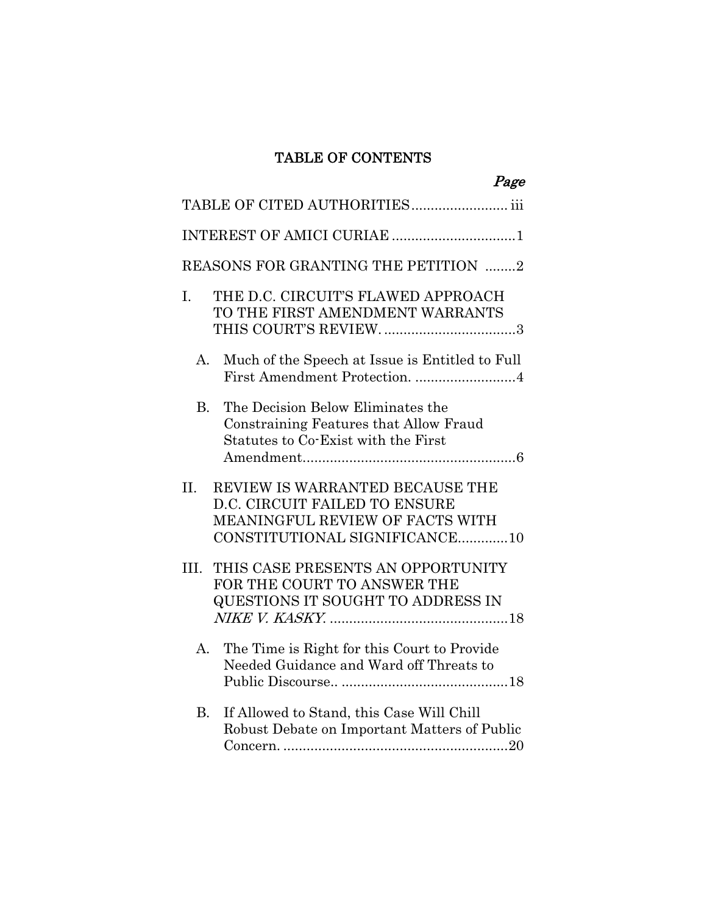# TABLE OF CONTENTS

*Page*

TABLE OF CITED AUTHORITIES ........................ iii

INTEREST OF AMICI CURIAE ................................1

REASONS FOR GRANTING THE PETITION ........2

I. THE D.C. CIRCUIT'S FLAWED APPROACH TO THE FIRST AMENDMENT WARRANTS THIS COURT'S REVIEW. ..................................3

   A. Much of the Speech at Issue is Entitled to Full First Amendment Protection. ..........................4

   B. The Decision Below Eliminates the Constraining Features that Allow Fraud Statutes to Co-Exist with the First Amendment.......................................................6

II. REVIEW IS WARRANTED BECAUSE THE D.C. CIRCUIT FAILED TO ENSURE MEANINGFUL REVIEW OF FACTS WITH CONSTITUTIONAL SIGNIFICANCE.............10

III. THIS CASE PRESENTS AN OPPORTUNITY FOR THE COURT TO ANSWER THE QUESTIONS IT SOUGHT TO ADDRESS IN *NIKE V. KASKY*. ..............................................18

   A. The Time is Right for this Court to Provide Needed Guidance and Ward off Threats to Public Discourse.. ...........................................18

   B. If Allowed to Stand, this Case Will Chill Robust Debate on Important Matters of Public Concern. ..........................................................20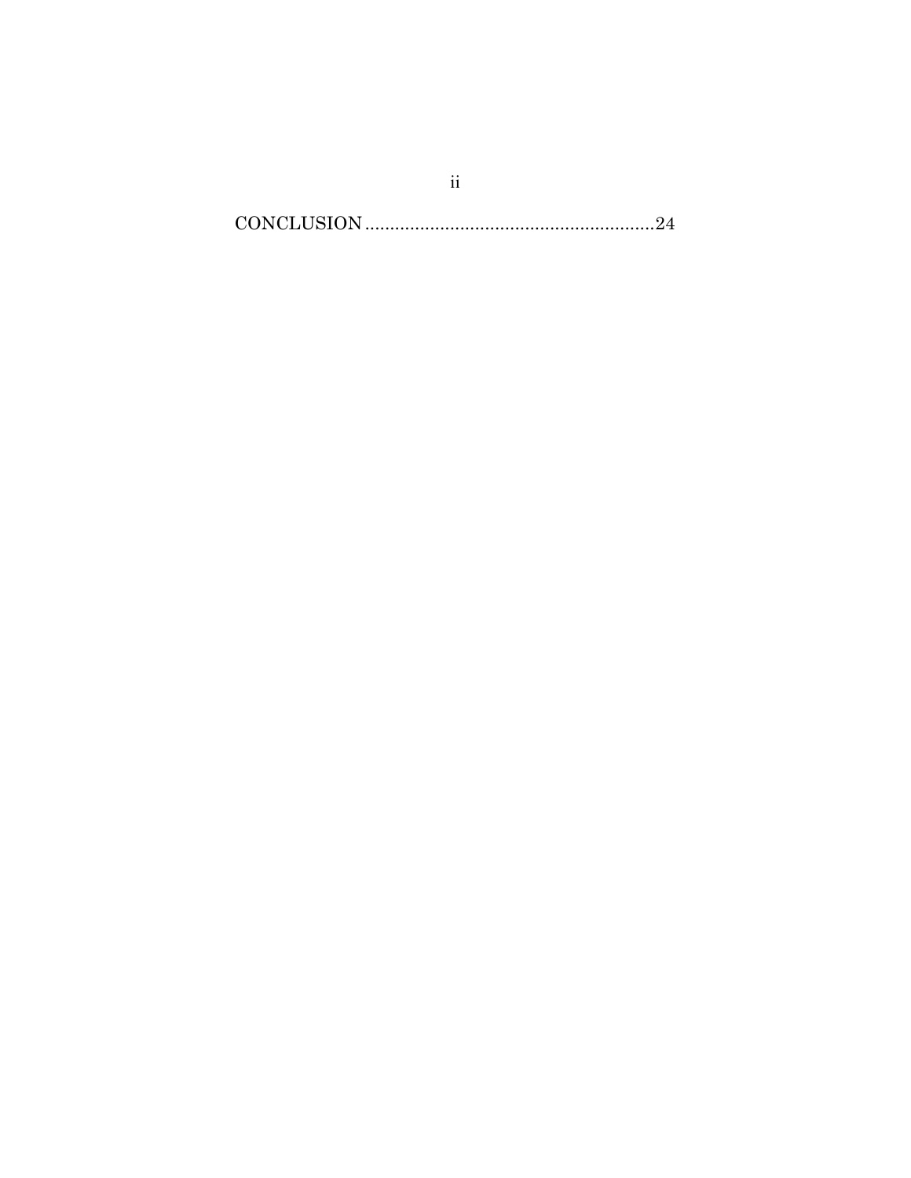CONCLUSION ........................................................24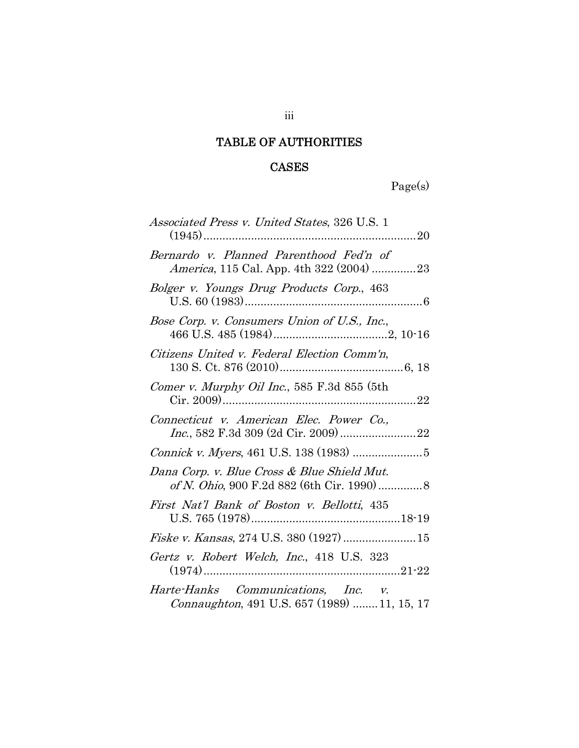# TABLE OF AUTHORITIES

## CASES

Page(s)

*Associated Press v. United States*, 326 U.S. 1 (1945) .......... 20

*Bernardo v. Planned Parenthood Fed'n of America*, 115 Cal. App. 4th 322 (2004) .......... 23

*Bolger v. Youngs Drug Products Corp.*, 463 U.S. 60 (1983) .......... 6

*Bose Corp. v. Consumers Union of U.S., Inc.*, 466 U.S. 485 (1984) .......... 2, 10-16

*Citizens United v. Federal Election Comm'n*, 130 S. Ct. 876 (2010) .......... 6, 18

*Comer v. Murphy Oil Inc.*, 585 F.3d 855 (5th Cir. 2009) .......... 22

*Connecticut v. American Elec. Power Co., Inc.*, 582 F.3d 309 (2d Cir. 2009) .......... 22

*Connick v. Myers*, 461 U.S. 138 (1983) .......... 5

*Dana Corp. v. Blue Cross & Blue Shield Mut. of N. Ohio*, 900 F.2d 882 (6th Cir. 1990) .......... 8

*First Nat'l Bank of Boston v. Bellotti*, 435 U.S. 765 (1978) .......... 18-19

*Fiske v. Kansas*, 274 U.S. 380 (1927) .......... 15

*Gertz v. Robert Welch, Inc.*, 418 U.S. 323 (1974) .......... 21-22

*Harte-Hanks Communications, Inc. v. Connaughton*, 491 U.S. 657 (1989) .......... 11, 15, 17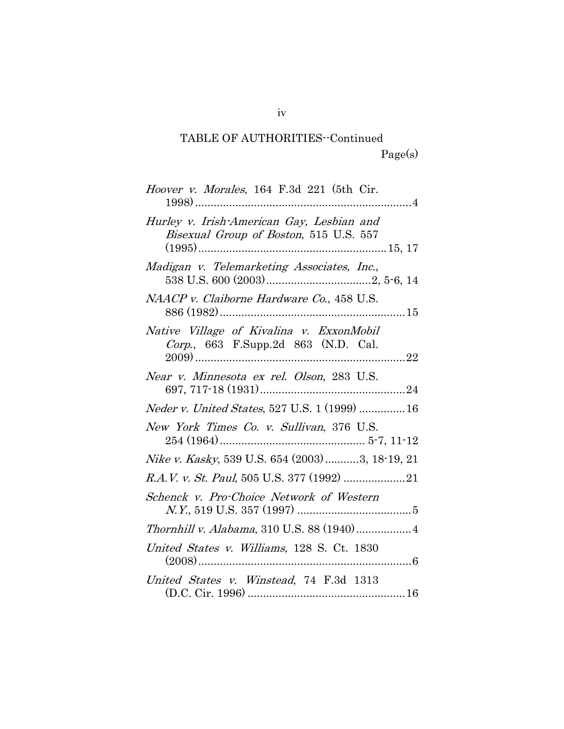TABLE OF AUTHORITIES--Continued

Page(s)

*Hoover v. Morales*, 164 F.3d 221 (5th Cir. 1998) ....................................................................4

*Hurley v. Irish-American Gay, Lesbian and Bisexual Group of Boston*, 515 U.S. 557 (1995) ............................................................15, 17

*Madigan v. Telemarketing Associates, Inc.*, 538 U.S. 600 (2003) ..................................2, 5-6, 14

*NAACP v. Claiborne Hardware Co.*, 458 U.S. 886 (1982) ............................................................15

*Native Village of Kivalina v. ExxonMobil Corp.*, 663 F.Supp.2d 863 (N.D. Cal. 2009) ....................................................................22

*Near v. Minnesota ex rel. Olson*, 283 U.S. 697, 717-18 (1931) ...............................................24

*Neder v. United States*, 527 U.S. 1 (1999) ...............16

*New York Times Co. v. Sullivan*, 376 U.S. 254 (1964) ............................................... 5-7, 11-12

*Nike v. Kasky*, 539 U.S. 654 (2003) ...........3, 18-19, 21

*R.A.V. v. St. Paul*, 505 U.S. 377 (1992) ....................21

*Schenck v. Pro-Choice Network of Western N.Y.*, 519 U.S. 357 (1997) .....................................5

*Thornhill v. Alabama*, 310 U.S. 88 (1940) ..................4

*United States v. Williams*, 128 S. Ct. 1830 (2008) ....................................................................6

*United States v. Winstead*, 74 F.3d 1313 (D.C. Cir. 1996) ...................................................16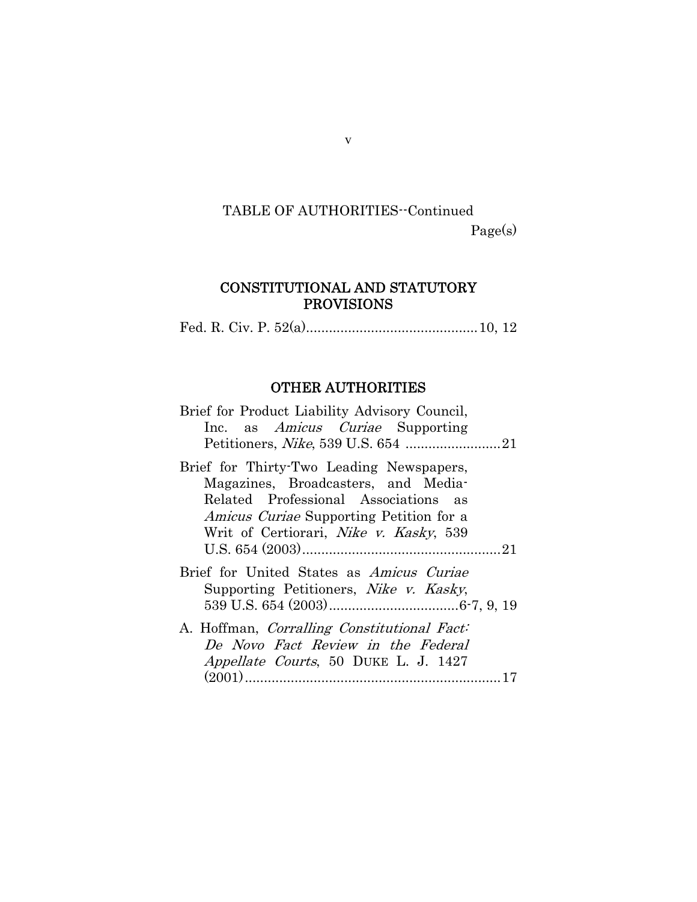TABLE OF AUTHORITIES--Continued

Page(s)

## CONSTITUTIONAL AND STATUTORY PROVISIONS

Fed. R. Civ. P. 52(a)............................................10, 12

## OTHER AUTHORITIES

Brief for Product Liability Advisory Council, Inc. as *Amicus Curiae* Supporting Petitioners, *Nike*, 539 U.S. 654 .........................21

Brief for Thirty-Two Leading Newspapers, Magazines, Broadcasters, and Media-Related Professional Associations as *Amicus Curiae* Supporting Petition for a Writ of Certiorari, *Nike v. Kasky*, 539 U.S. 654 (2003)....................................................21

Brief for United States as *Amicus Curiae* Supporting Petitioners, *Nike v. Kasky*, 539 U.S. 654 (2003)..................................6-7, 9, 19

A. Hoffman, *Corralling Constitutional Fact: De Novo Fact Review in the Federal Appellate Courts*, 50 DUKE L. J. 1427 (2001)...................................................................17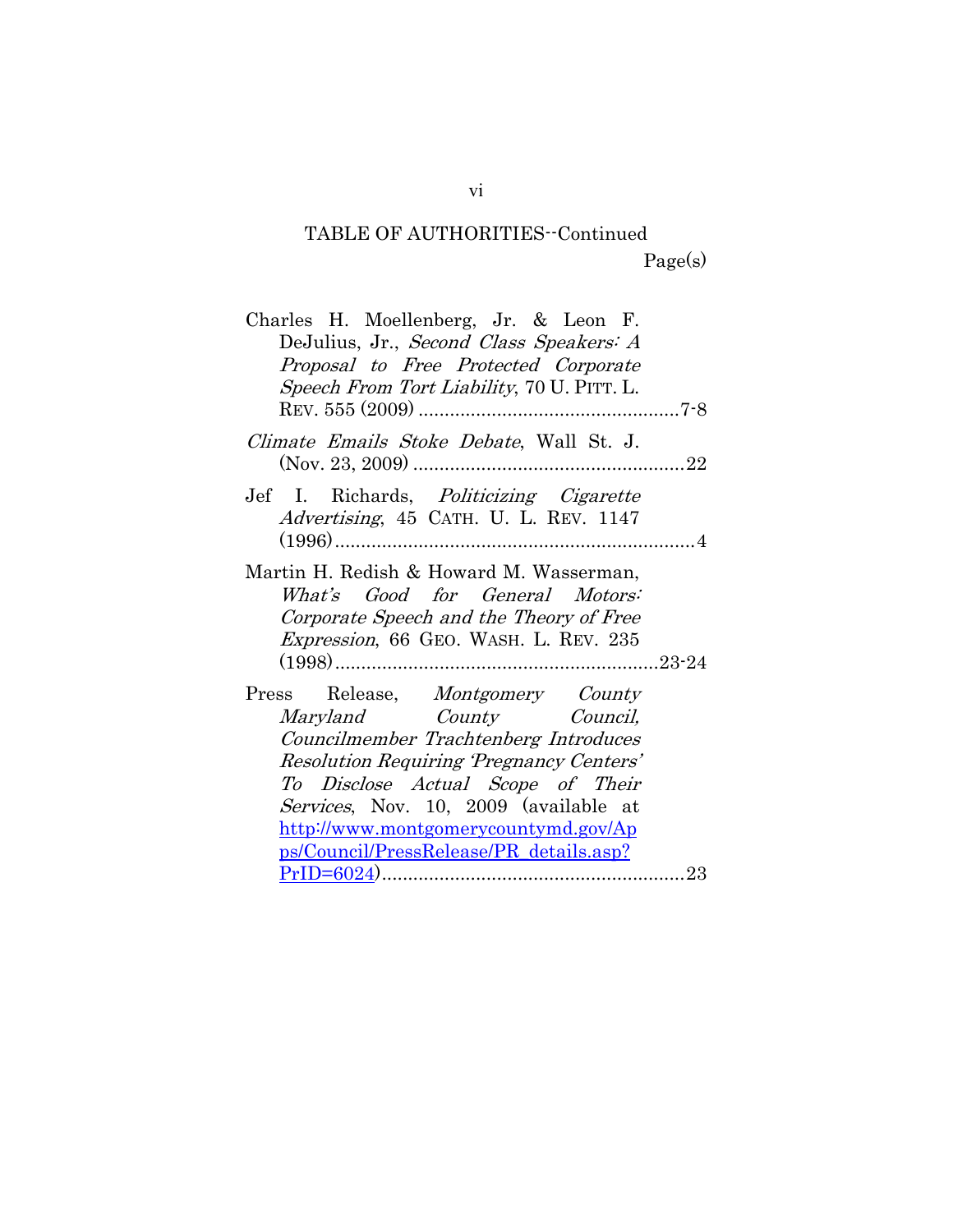TABLE OF AUTHORITIES--Continued

Page(s)

Charles H. Moellenberg, Jr. & Leon F. DeJulius, Jr., *Second Class Speakers: A Proposal to Free Protected Corporate Speech From Tort Liability*, 70 U. PITT. L. REV. 555 (2009) ....................................................7-8

*Climate Emails Stoke Debate*, Wall St. J. (Nov. 23, 2009) ....................................................22

Jef I. Richards, *Politicizing Cigarette Advertising*, 45 CATH. U. L. REV. 1147 (1996) ....................................................4

Martin H. Redish & Howard M. Wasserman, *What's Good for General Motors: Corporate Speech and the Theory of Free Expression*, 66 GEO. WASH. L. REV. 235 (1998) ....................................................23-24

Press Release, *Montgomery County Maryland County Council, Councilmember Trachtenberg Introduces Resolution Requiring 'Pregnancy Centers' To Disclose Actual Scope of Their Services*, Nov. 10, 2009 (available at http://www.montgomerycountymd.gov/Apps/Council/PressRelease/PR_details.asp?PrID=6024) ....................................................23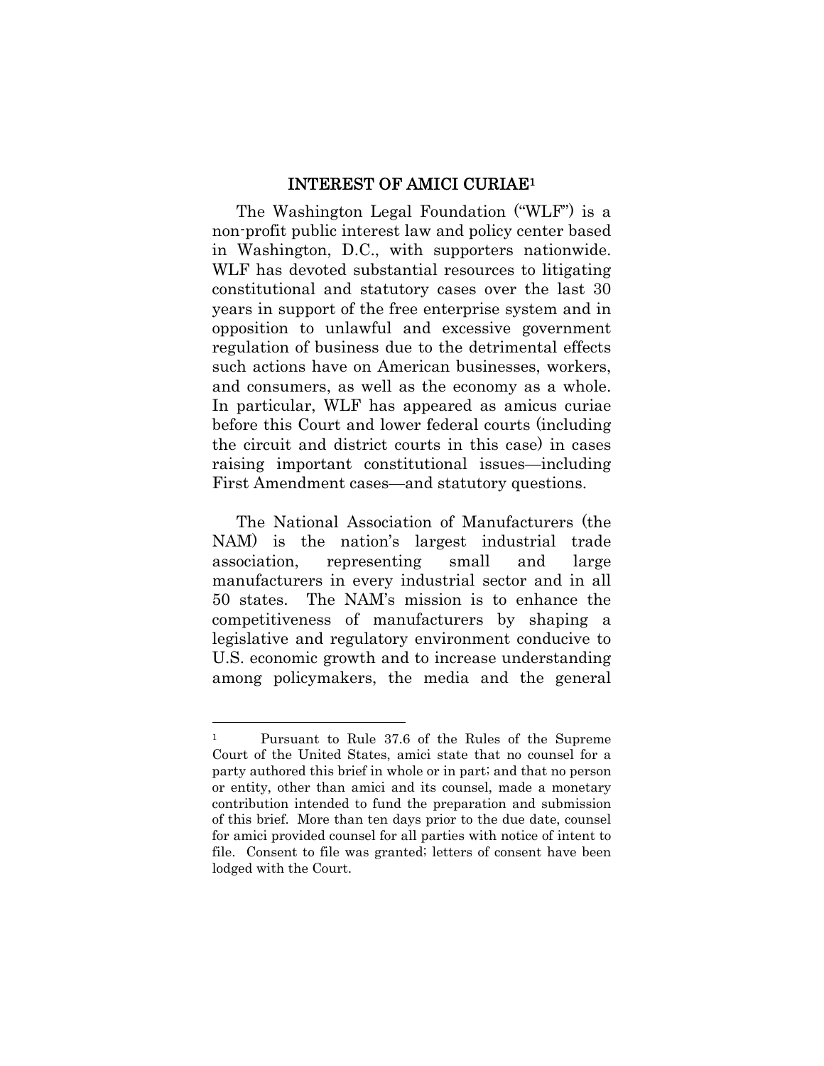## INTEREST OF AMICI CURIAE[1]

The Washington Legal Foundation ("WLF") is a non-profit public interest law and policy center based in Washington, D.C., with supporters nationwide. WLF has devoted substantial resources to litigating constitutional and statutory cases over the last 30 years in support of the free enterprise system and in opposition to unlawful and excessive government regulation of business due to the detrimental effects such actions have on American businesses, workers, and consumers, as well as the economy as a whole. In particular, WLF has appeared as amicus curiae before this Court and lower federal courts (including the circuit and district courts in this case) in cases raising important constitutional issues—including First Amendment cases—and statutory questions.

The National Association of Manufacturers (the NAM) is the nation's largest industrial trade association, representing small and large manufacturers in every industrial sector and in all 50 states. The NAM's mission is to enhance the competitiveness of manufacturers by shaping a legislative and regulatory environment conducive to U.S. economic growth and to increase understanding among policymakers, the media and the general

---

[1] Pursuant to Rule 37.6 of the Rules of the Supreme Court of the United States, amici state that no counsel for a party authored this brief in whole or in part; and that no person or entity, other than amici and its counsel, made a monetary contribution intended to fund the preparation and submission of this brief. More than ten days prior to the due date, counsel for amici provided counsel for all parties with notice of intent to file. Consent to file was granted; letters of consent have been lodged with the Court.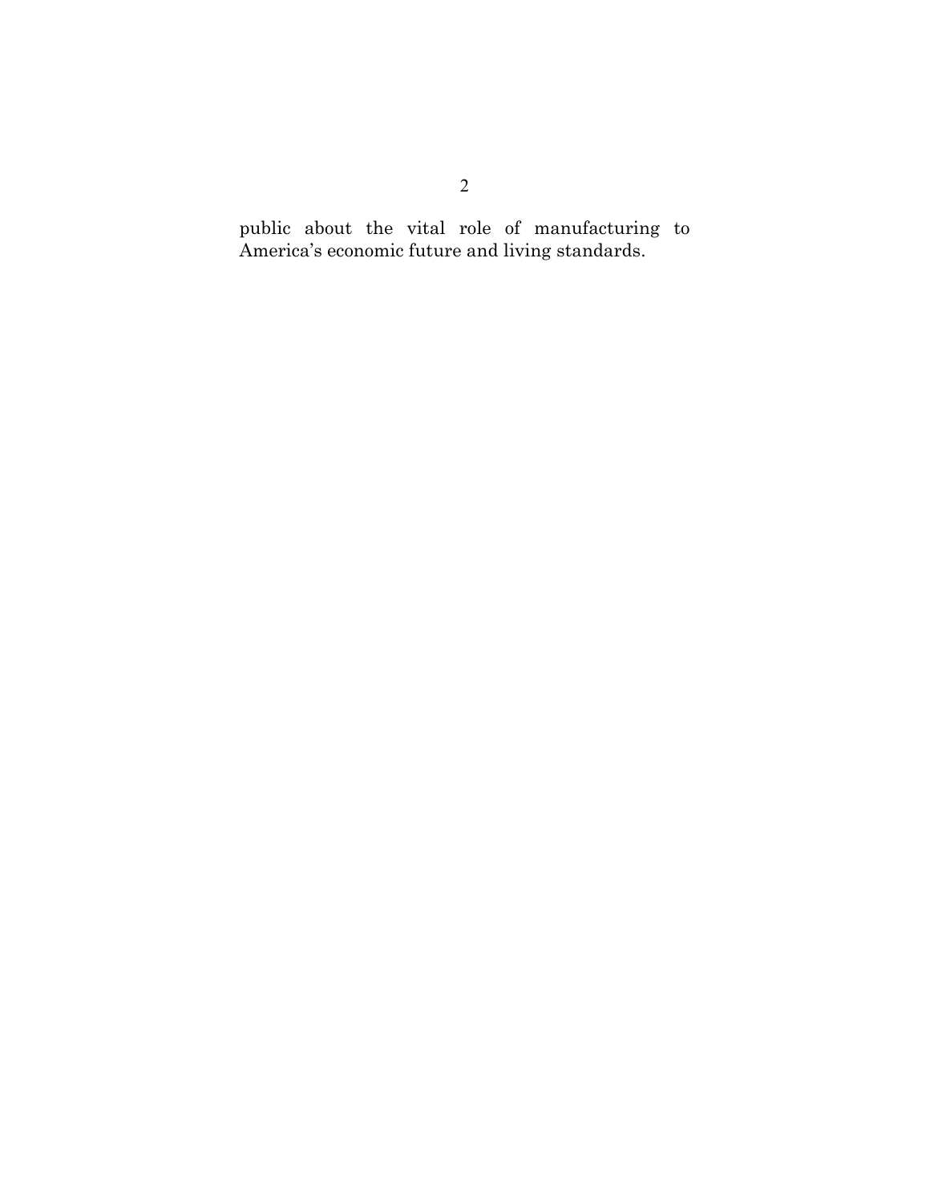public about the vital role of manufacturing to America's economic future and living standards.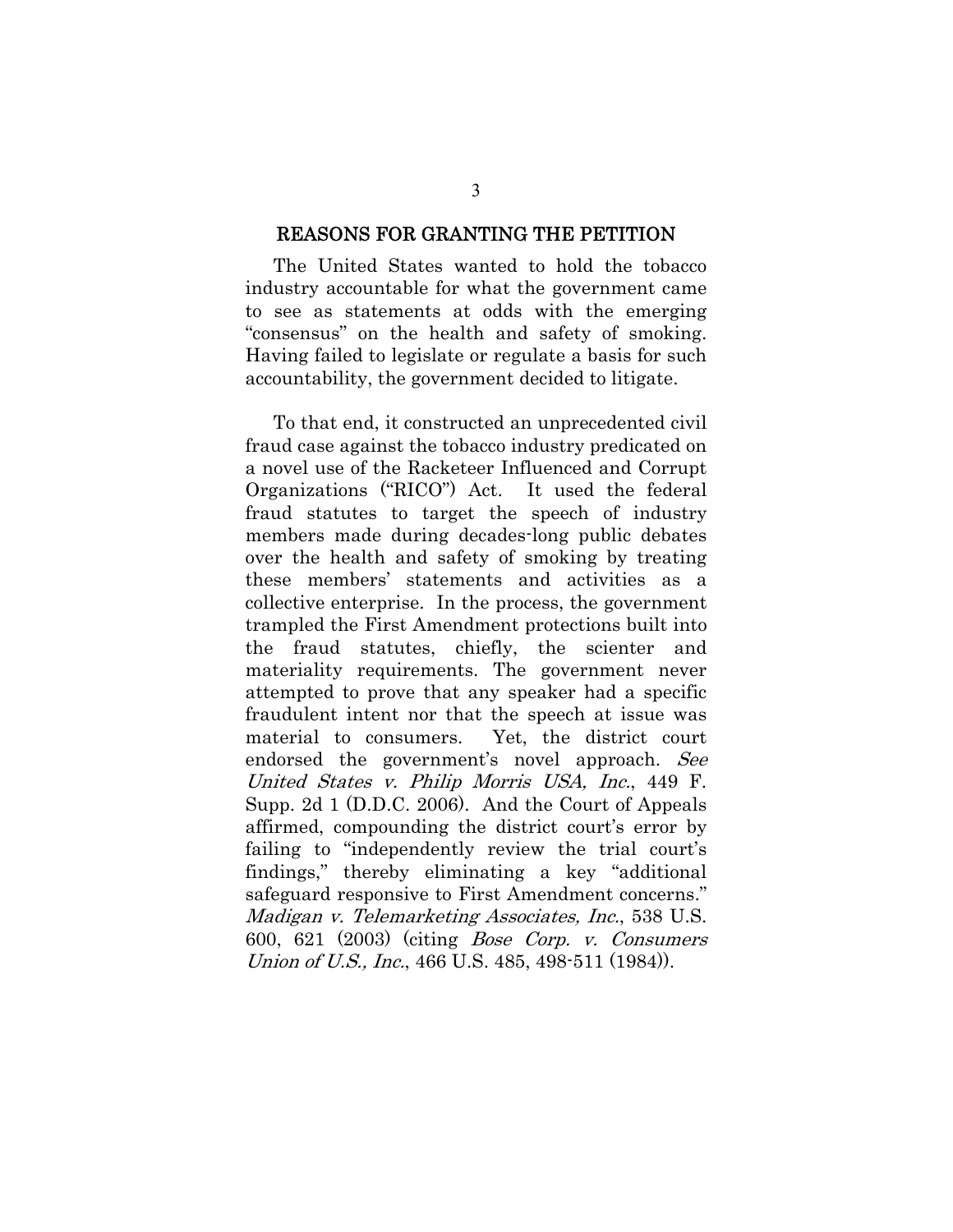## REASONS FOR GRANTING THE PETITION

The United States wanted to hold the tobacco industry accountable for what the government came to see as statements at odds with the emerging "consensus" on the health and safety of smoking. Having failed to legislate or regulate a basis for such accountability, the government decided to litigate.

To that end, it constructed an unprecedented civil fraud case against the tobacco industry predicated on a novel use of the Racketeer Influenced and Corrupt Organizations ("RICO") Act. It used the federal fraud statutes to target the speech of industry members made during decades-long public debates over the health and safety of smoking by treating these members' statements and activities as a collective enterprise. In the process, the government trampled the First Amendment protections built into the fraud statutes, chiefly, the scienter and materiality requirements. The government never attempted to prove that any speaker had a specific fraudulent intent nor that the speech at issue was material to consumers. Yet, the district court endorsed the government's novel approach. *See United States v. Philip Morris USA, Inc.*, 449 F. Supp. 2d 1 (D.D.C. 2006). And the Court of Appeals affirmed, compounding the district court's error by failing to "independently review the trial court's findings," thereby eliminating a key "additional safeguard responsive to First Amendment concerns." *Madigan v. Telemarketing Associates, Inc.*, 538 U.S. 600, 621 (2003) (citing *Bose Corp. v. Consumers Union of U.S., Inc.*, 466 U.S. 485, 498-511 (1984)).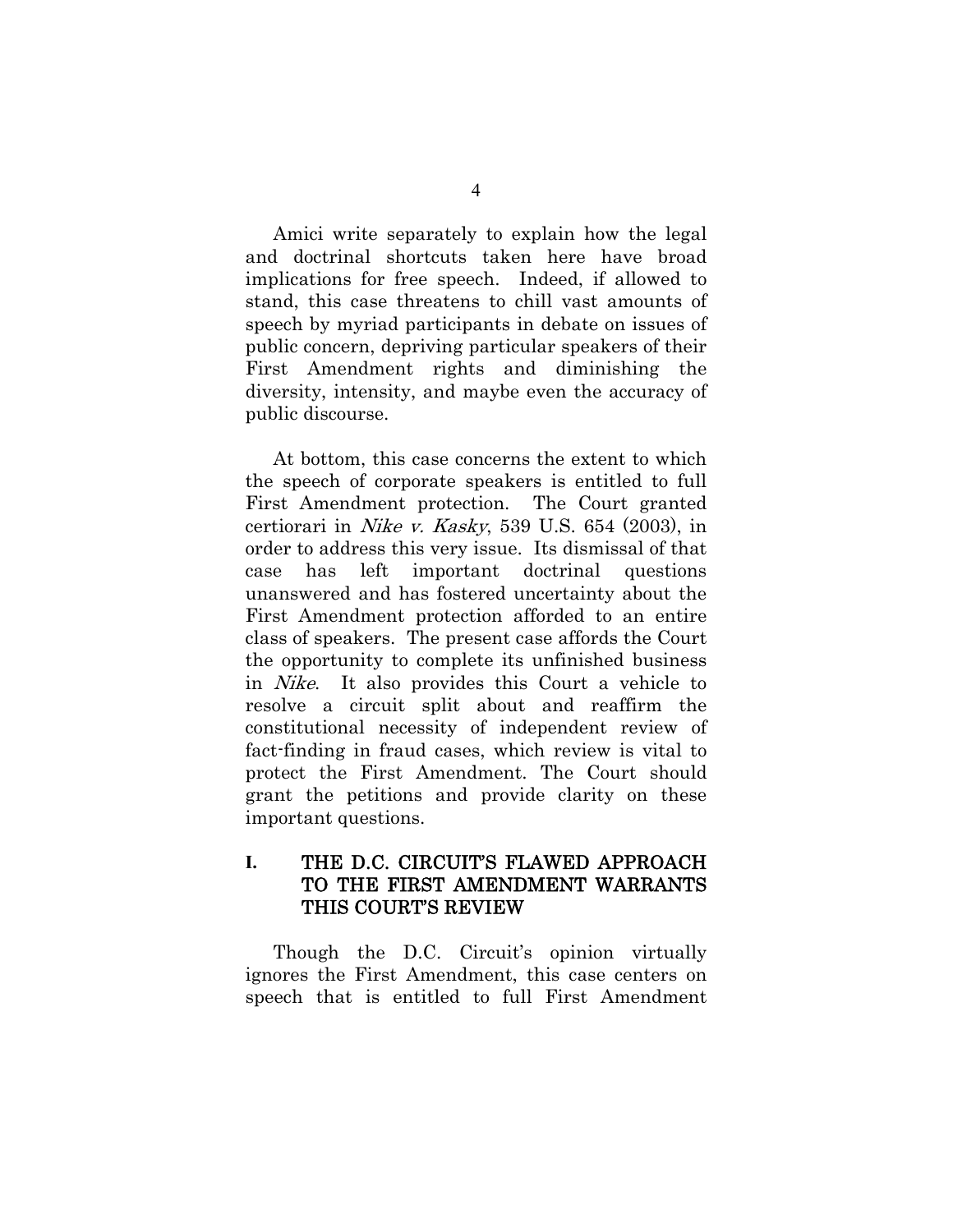Amici write separately to explain how the legal and doctrinal shortcuts taken here have broad implications for free speech. Indeed, if allowed to stand, this case threatens to chill vast amounts of speech by myriad participants in debate on issues of public concern, depriving particular speakers of their First Amendment rights and diminishing the diversity, intensity, and maybe even the accuracy of public discourse.

At bottom, this case concerns the extent to which the speech of corporate speakers is entitled to full First Amendment protection. The Court granted certiorari in *Nike v. Kasky*, 539 U.S. 654 (2003), in order to address this very issue. Its dismissal of that case has left important doctrinal questions unanswered and has fostered uncertainty about the First Amendment protection afforded to an entire class of speakers. The present case affords the Court the opportunity to complete its unfinished business in *Nike*. It also provides this Court a vehicle to resolve a circuit split about and reaffirm the constitutional necessity of independent review of fact-finding in fraud cases, which review is vital to protect the First Amendment. The Court should grant the petitions and provide clarity on these important questions.

## I. THE D.C. CIRCUIT'S FLAWED APPROACH TO THE FIRST AMENDMENT WARRANTS THIS COURT'S REVIEW

Though the D.C. Circuit's opinion virtually ignores the First Amendment, this case centers on speech that is entitled to full First Amendment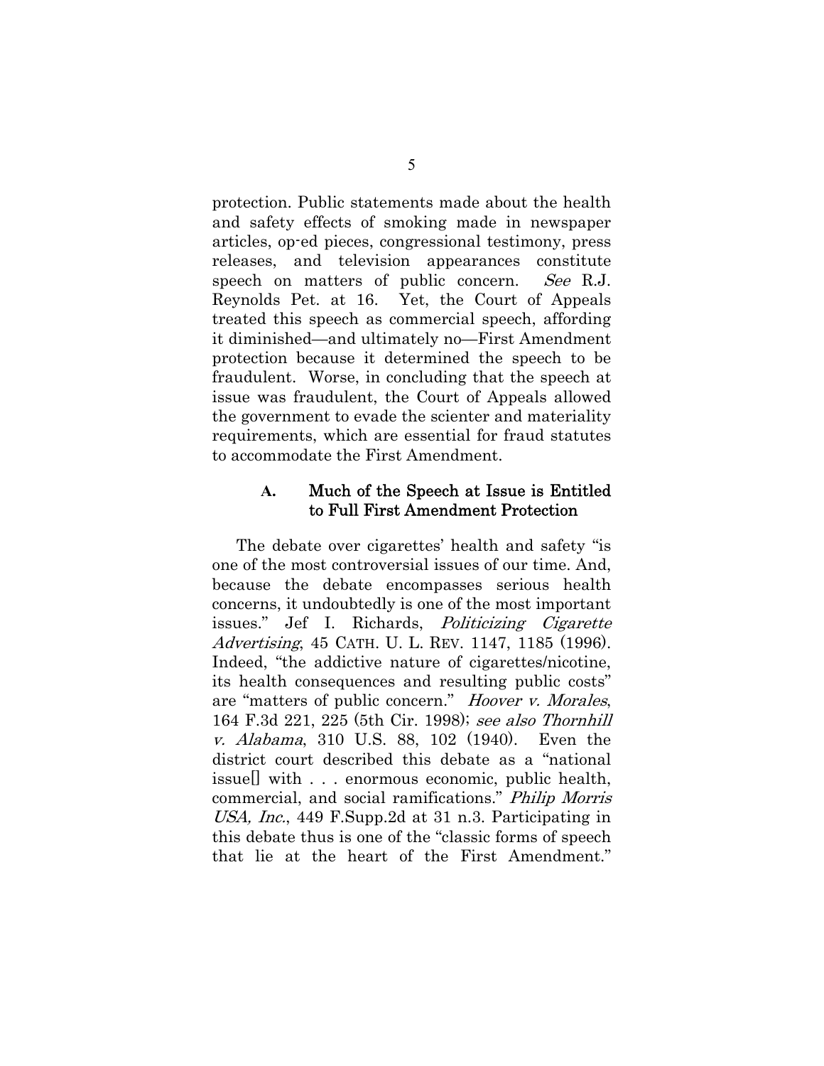protection. Public statements made about the health and safety effects of smoking made in newspaper articles, op-ed pieces, congressional testimony, press releases, and television appearances constitute speech on matters of public concern. *See* R.J. Reynolds Pet. at 16. Yet, the Court of Appeals treated this speech as commercial speech, affording it diminished—and ultimately no—First Amendment protection because it determined the speech to be fraudulent. Worse, in concluding that the speech at issue was fraudulent, the Court of Appeals allowed the government to evade the scienter and materiality requirements, which are essential for fraud statutes to accommodate the First Amendment.

### A. Much of the Speech at Issue is Entitled to Full First Amendment Protection

The debate over cigarettes' health and safety "is one of the most controversial issues of our time. And, because the debate encompasses serious health concerns, it undoubtedly is one of the most important issues." Jef I. Richards, *Politicizing Cigarette Advertising*, 45 CATH. U. L. REV. 1147, 1185 (1996). Indeed, "the addictive nature of cigarettes/nicotine, its health consequences and resulting public costs" are "matters of public concern." *Hoover v. Morales*, 164 F.3d 221, 225 (5th Cir. 1998); *see also Thornhill v. Alabama*, 310 U.S. 88, 102 (1940). Even the district court described this debate as a "national issue[] with . . . enormous economic, public health, commercial, and social ramifications." *Philip Morris USA, Inc.*, 449 F.Supp.2d at 31 n.3. Participating in this debate thus is one of the "classic forms of speech that lie at the heart of the First Amendment."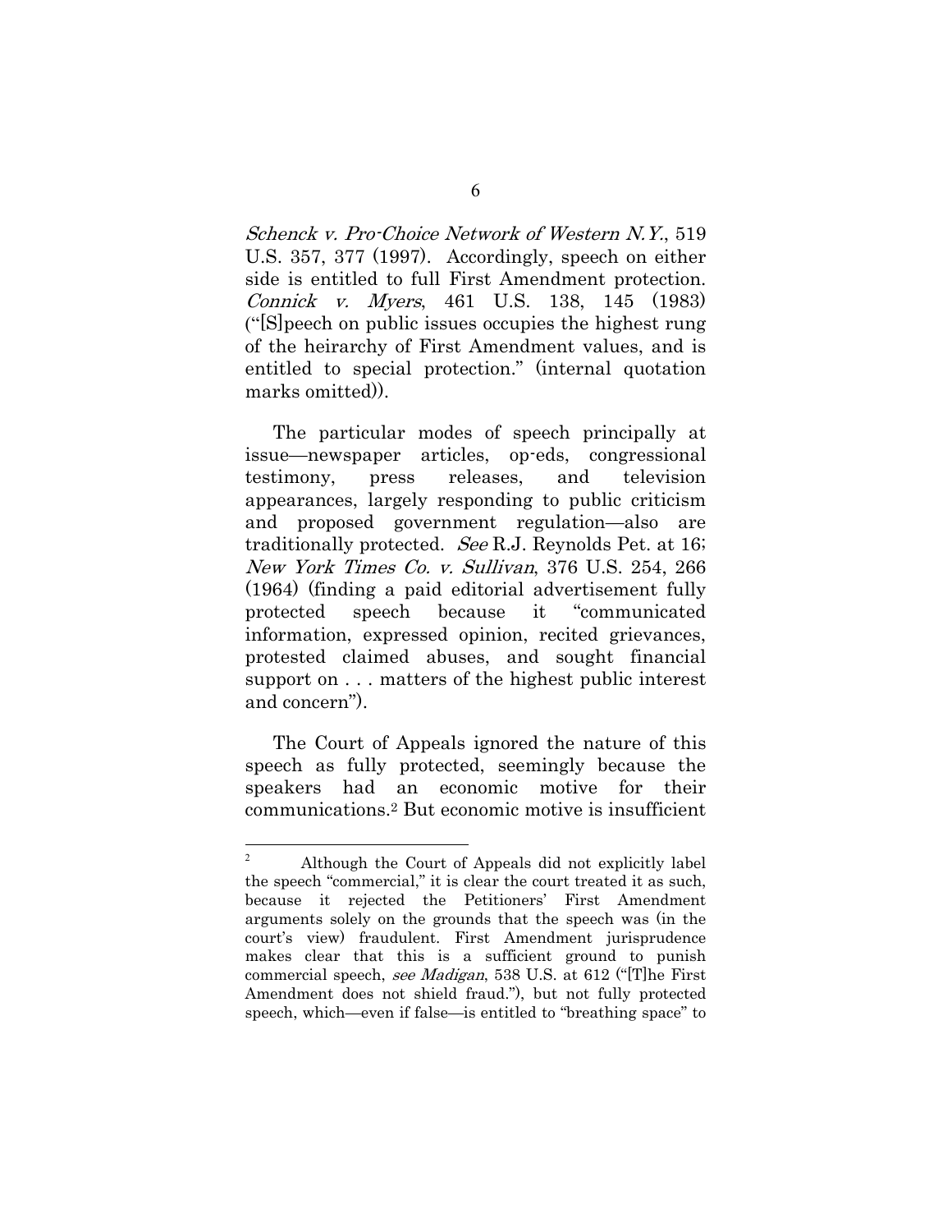*Schenck v. Pro-Choice Network of Western N.Y.*, 519 U.S. 357, 377 (1997). Accordingly, speech on either side is entitled to full First Amendment protection. *Connick v. Myers*, 461 U.S. 138, 145 (1983) ("[S]peech on public issues occupies the highest rung of the heirarchy of First Amendment values, and is entitled to special protection." (internal quotation marks omitted)).

The particular modes of speech principally at issue—newspaper articles, op-eds, congressional testimony, press releases, and television appearances, largely responding to public criticism and proposed government regulation—also are traditionally protected. *See* R.J. Reynolds Pet. at 16; *New York Times Co. v. Sullivan*, 376 U.S. 254, 266 (1964) (finding a paid editorial advertisement fully protected speech because it "communicated information, expressed opinion, recited grievances, protested claimed abuses, and sought financial support on . . . matters of the highest public interest and concern").

The Court of Appeals ignored the nature of this speech as fully protected, seemingly because the speakers had an economic motive for their communications.[2] But economic motive is insufficient

[2] Although the Court of Appeals did not explicitly label the speech "commercial," it is clear the court treated it as such, because it rejected the Petitioners' First Amendment arguments solely on the grounds that the speech was (in the court's view) fraudulent. First Amendment jurisprudence makes clear that this is a sufficient ground to punish commercial speech, *see Madigan*, 538 U.S. at 612 ("[T]he First Amendment does not shield fraud."), but not fully protected speech, which—even if false—is entitled to "breathing space" to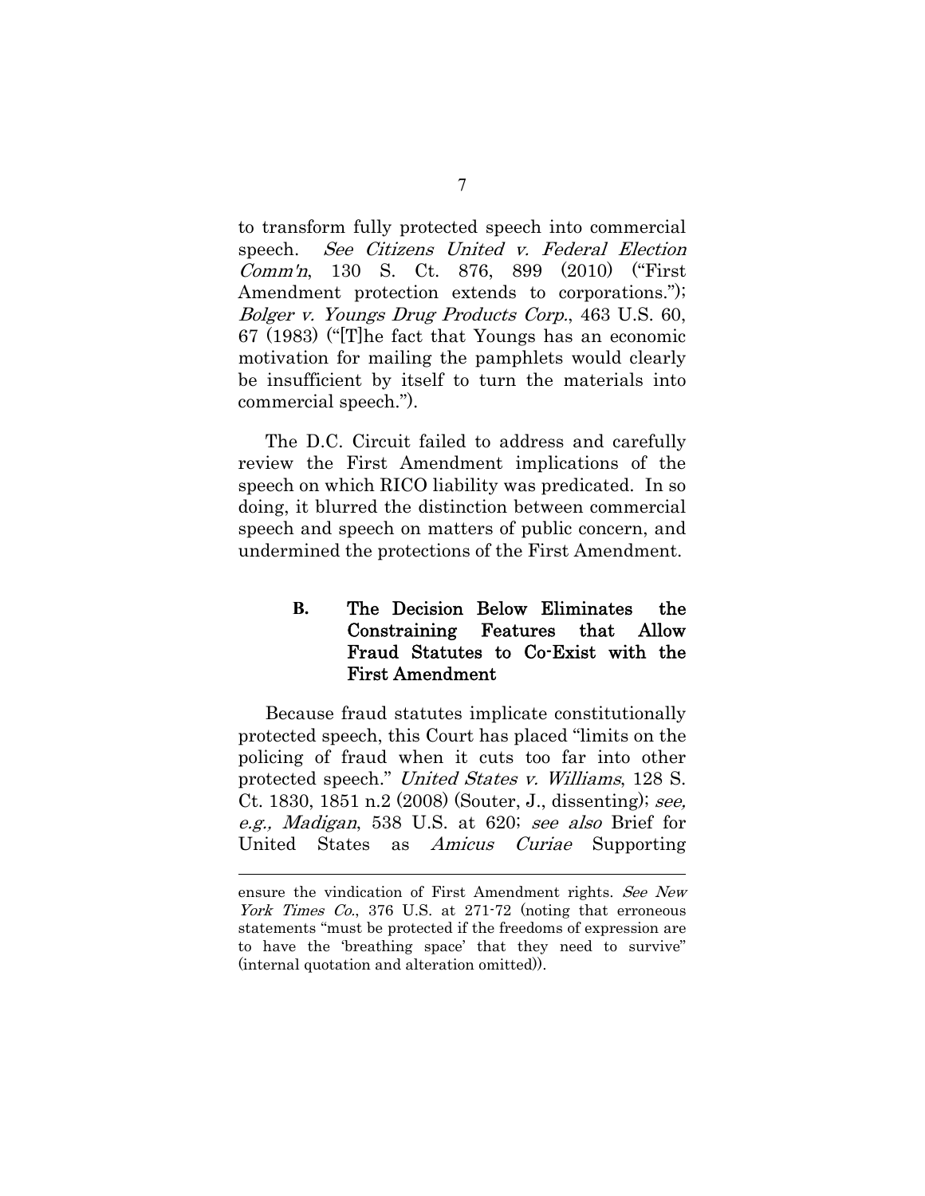to transform fully protected speech into commercial speech. *See Citizens United v. Federal Election Comm'n*, 130 S. Ct. 876, 899 (2010) ("First Amendment protection extends to corporations."); *Bolger v. Youngs Drug Products Corp.*, 463 U.S. 60, 67 (1983) ("[T]he fact that Youngs has an economic motivation for mailing the pamphlets would clearly be insufficient by itself to turn the materials into commercial speech.").

The D.C. Circuit failed to address and carefully review the First Amendment implications of the speech on which RICO liability was predicated. In so doing, it blurred the distinction between commercial speech and speech on matters of public concern, and undermined the protections of the First Amendment.

### B. The Decision Below Eliminates the Constraining Features that Allow Fraud Statutes to Co-Exist with the First Amendment

Because fraud statutes implicate constitutionally protected speech, this Court has placed "limits on the policing of fraud when it cuts too far into other protected speech." *United States v. Williams*, 128 S. Ct. 1830, 1851 n.2 (2008) (Souter, J., dissenting); *see, e.g., Madigan*, 538 U.S. at 620; *see also* Brief for United States as *Amicus Curiae* Supporting

---

ensure the vindication of First Amendment rights. *See New York Times Co.*, 376 U.S. at 271-72 (noting that erroneous statements "must be protected if the freedoms of expression are to have the 'breathing space' that they need to survive" (internal quotation and alteration omitted)).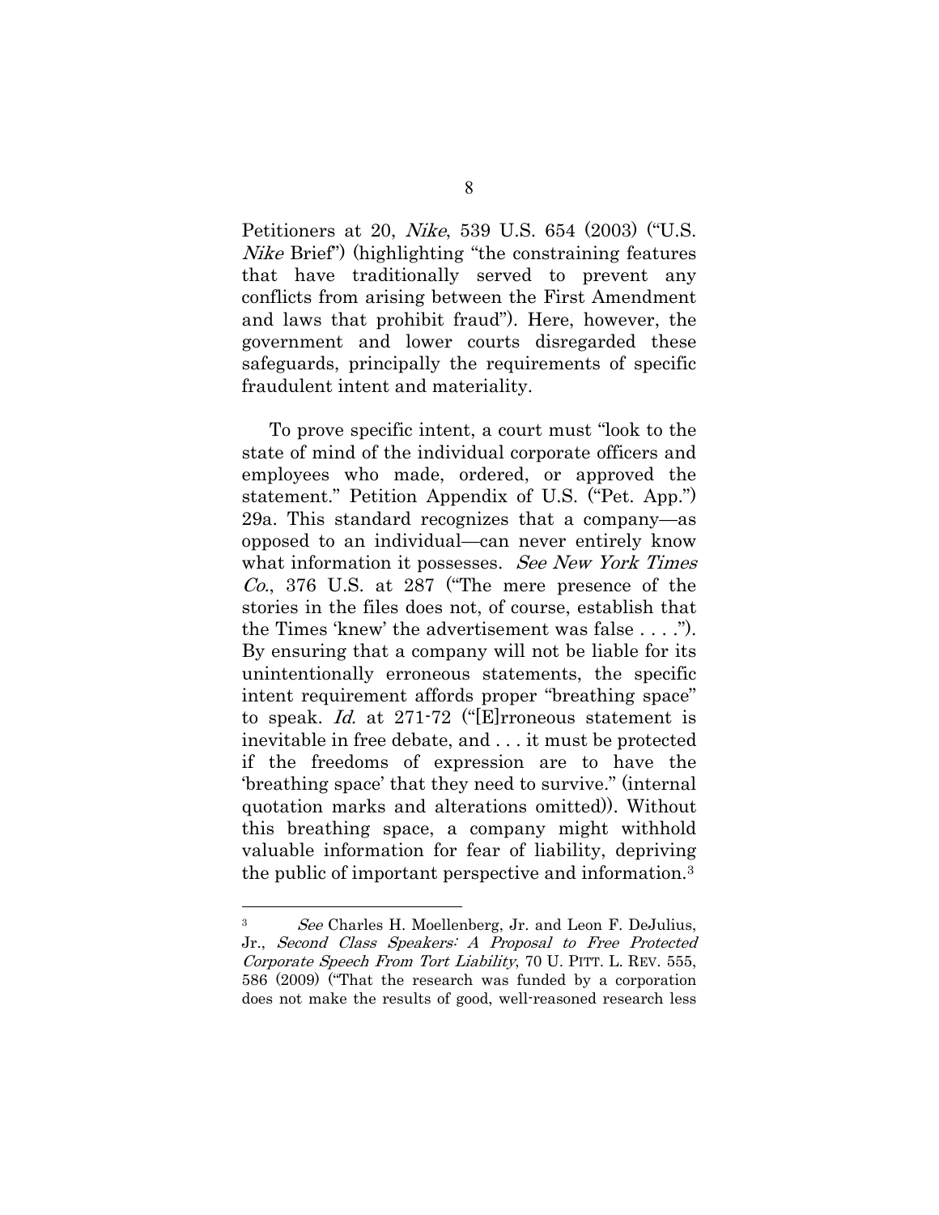Petitioners at 20, *Nike*, 539 U.S. 654 (2003) ("U.S. *Nike* Brief") (highlighting "the constraining features that have traditionally served to prevent any conflicts from arising between the First Amendment and laws that prohibit fraud"). Here, however, the government and lower courts disregarded these safeguards, principally the requirements of specific fraudulent intent and materiality.

To prove specific intent, a court must "look to the state of mind of the individual corporate officers and employees who made, ordered, or approved the statement." Petition Appendix of U.S. ("Pet. App.") 29a. This standard recognizes that a company—as opposed to an individual—can never entirely know what information it possesses. *See New York Times Co.*, 376 U.S. at 287 ("The mere presence of the stories in the files does not, of course, establish that the Times 'knew' the advertisement was false . . . ."). By ensuring that a company will not be liable for its unintentionally erroneous statements, the specific intent requirement affords proper "breathing space" to speak. *Id.* at 271-72 ("[E]rroneous statement is inevitable in free debate, and . . . it must be protected if the freedoms of expression are to have the 'breathing space' that they need to survive." (internal quotation marks and alterations omitted)). Without this breathing space, a company might withhold valuable information for fear of liability, depriving the public of important perspective and information.[3]

---

[3] *See* Charles H. Moellenberg, Jr. and Leon F. DeJulius, Jr., *Second Class Speakers: A Proposal to Free Protected Corporate Speech From Tort Liability*, 70 U. PITT. L. REV. 555, 586 (2009) ("That the research was funded by a corporation does not make the results of good, well-reasoned research less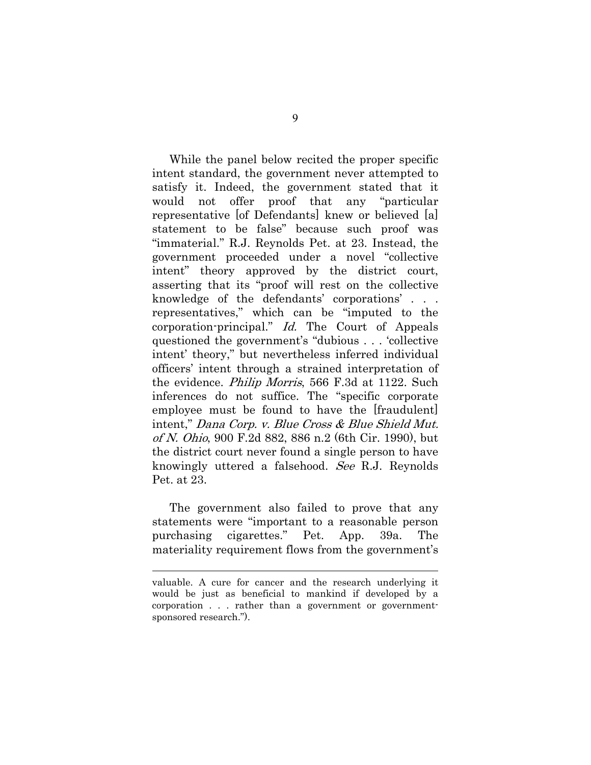While the panel below recited the proper specific intent standard, the government never attempted to satisfy it. Indeed, the government stated that it would not offer proof that any "particular representative [of Defendants] knew or believed [a] statement to be false" because such proof was "immaterial." R.J. Reynolds Pet. at 23. Instead, the government proceeded under a novel "collective intent" theory approved by the district court, asserting that its "proof will rest on the collective knowledge of the defendants' corporations' . . . representatives," which can be "imputed to the corporation-principal." *Id.* The Court of Appeals questioned the government's "dubious . . . 'collective intent' theory," but nevertheless inferred individual officers' intent through a strained interpretation of the evidence. *Philip Morris*, 566 F.3d at 1122. Such inferences do not suffice. The "specific corporate employee must be found to have the [fraudulent] intent," *Dana Corp. v. Blue Cross & Blue Shield Mut. of N. Ohio*, 900 F.2d 882, 886 n.2 (6th Cir. 1990), but the district court never found a single person to have knowingly uttered a falsehood. *See* R.J. Reynolds Pet. at 23.

The government also failed to prove that any statements were "important to a reasonable person purchasing cigarettes." Pet. App. 39a. The materiality requirement flows from the government's

---

valuable. A cure for cancer and the research underlying it would be just as beneficial to mankind if developed by a corporation . . . rather than a government or government-sponsored research.").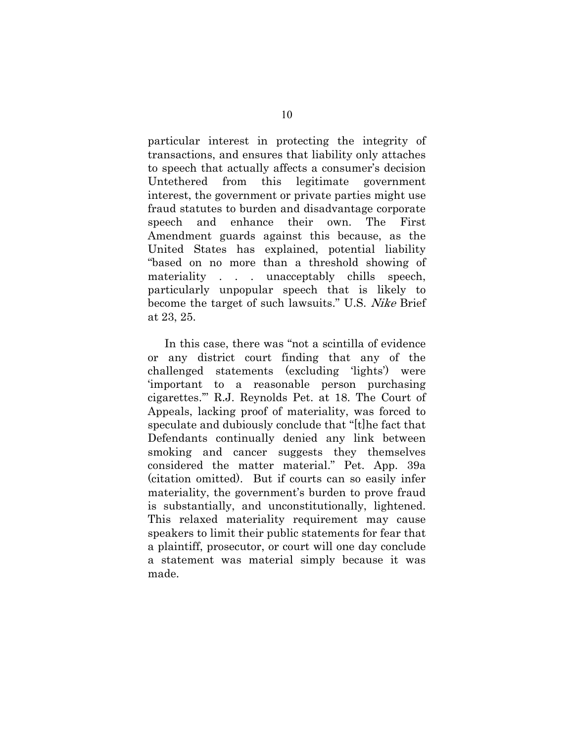particular interest in protecting the integrity of transactions, and ensures that liability only attaches to speech that actually affects a consumer's decision Untethered from this legitimate government interest, the government or private parties might use fraud statutes to burden and disadvantage corporate speech and enhance their own. The First Amendment guards against this because, as the United States has explained, potential liability "based on no more than a threshold showing of materiality . . . unacceptably chills speech, particularly unpopular speech that is likely to become the target of such lawsuits." U.S. *Nike* Brief at 23, 25.

In this case, there was "not a scintilla of evidence or any district court finding that any of the challenged statements (excluding 'lights') were 'important to a reasonable person purchasing cigarettes.'" R.J. Reynolds Pet. at 18. The Court of Appeals, lacking proof of materiality, was forced to speculate and dubiously conclude that "[t]he fact that Defendants continually denied any link between smoking and cancer suggests they themselves considered the matter material." Pet. App. 39a (citation omitted). But if courts can so easily infer materiality, the government's burden to prove fraud is substantially, and unconstitutionally, lightened. This relaxed materiality requirement may cause speakers to limit their public statements for fear that a plaintiff, prosecutor, or court will one day conclude a statement was material simply because it was made.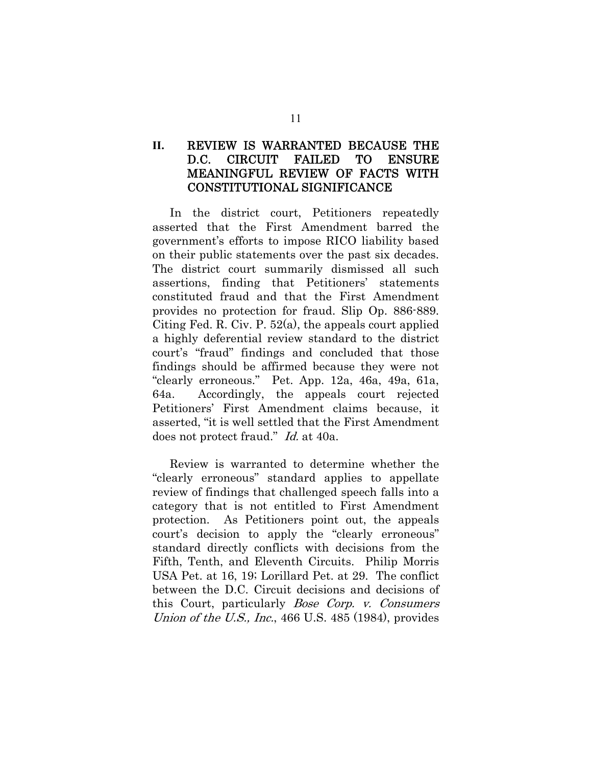## II. REVIEW IS WARRANTED BECAUSE THE D.C. CIRCUIT FAILED TO ENSURE MEANINGFUL REVIEW OF FACTS WITH CONSTITUTIONAL SIGNIFICANCE

In the district court, Petitioners repeatedly asserted that the First Amendment barred the government's efforts to impose RICO liability based on their public statements over the past six decades. The district court summarily dismissed all such assertions, finding that Petitioners' statements constituted fraud and that the First Amendment provides no protection for fraud. Slip Op. 886-889. Citing Fed. R. Civ. P. 52(a), the appeals court applied a highly deferential review standard to the district court's "fraud" findings and concluded that those findings should be affirmed because they were not "clearly erroneous." Pet. App. 12a, 46a, 49a, 61a, 64a. Accordingly, the appeals court rejected Petitioners' First Amendment claims because, it asserted, "it is well settled that the First Amendment does not protect fraud." *Id.* at 40a.

Review is warranted to determine whether the "clearly erroneous" standard applies to appellate review of findings that challenged speech falls into a category that is not entitled to First Amendment protection. As Petitioners point out, the appeals court's decision to apply the "clearly erroneous" standard directly conflicts with decisions from the Fifth, Tenth, and Eleventh Circuits. Philip Morris USA Pet. at 16, 19; Lorillard Pet. at 29. The conflict between the D.C. Circuit decisions and decisions of this Court, particularly *Bose Corp. v. Consumers Union of the U.S., Inc.*, 466 U.S. 485 (1984), provides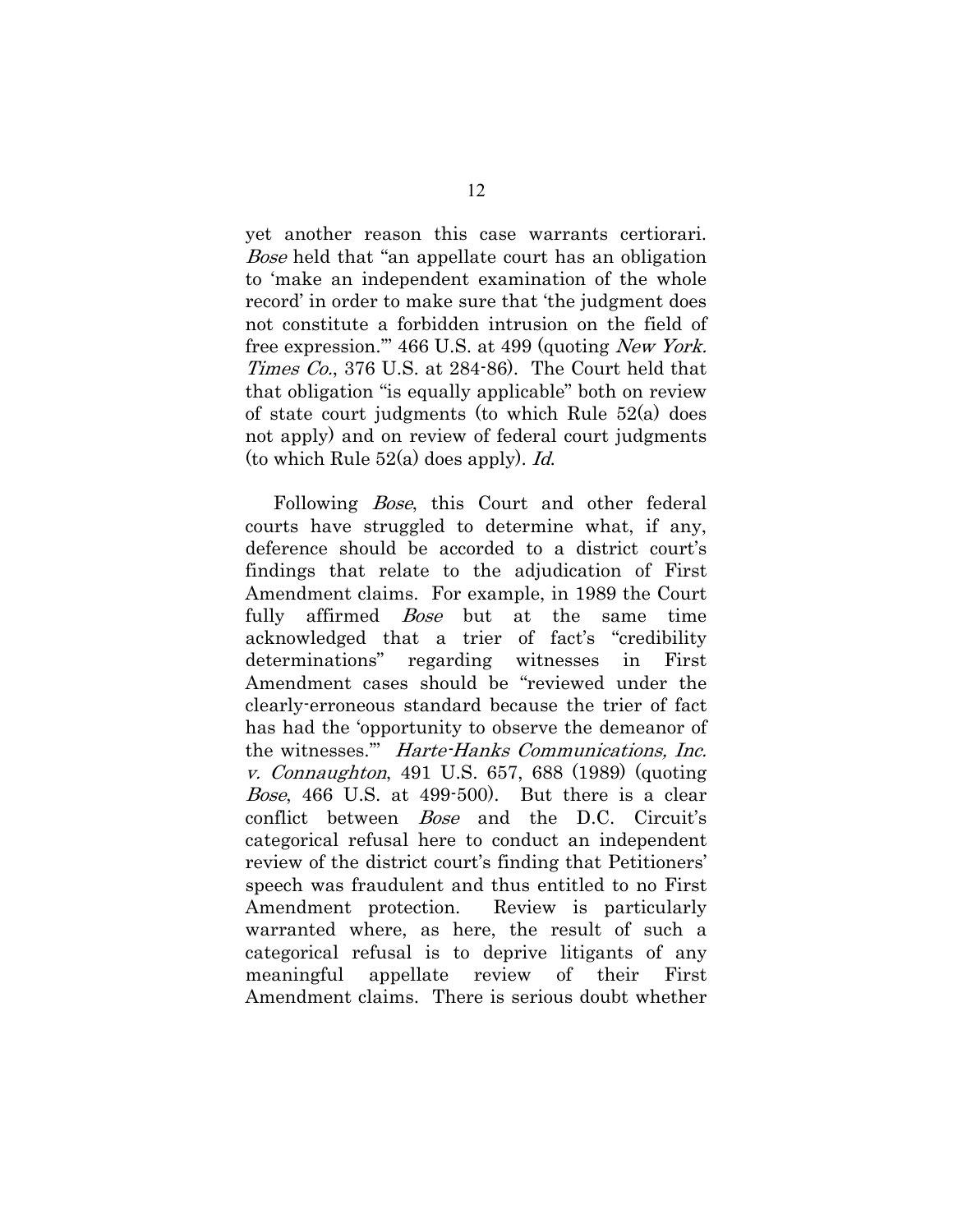yet another reason this case warrants certiorari. *Bose* held that "an appellate court has an obligation to 'make an independent examination of the whole record' in order to make sure that 'the judgment does not constitute a forbidden intrusion on the field of free expression.'" 466 U.S. at 499 (quoting *New York. Times Co.*, 376 U.S. at 284-86). The Court held that that obligation "is equally applicable" both on review of state court judgments (to which Rule 52(a) does not apply) and on review of federal court judgments (to which Rule 52(a) does apply). *Id.*

Following *Bose*, this Court and other federal courts have struggled to determine what, if any, deference should be accorded to a district court's findings that relate to the adjudication of First Amendment claims. For example, in 1989 the Court fully affirmed *Bose* but at the same time acknowledged that a trier of fact's "credibility determinations" regarding witnesses in First Amendment cases should be "reviewed under the clearly-erroneous standard because the trier of fact has had the 'opportunity to observe the demeanor of the witnesses.'" *Harte-Hanks Communications, Inc. v. Connaughton*, 491 U.S. 657, 688 (1989) (quoting *Bose*, 466 U.S. at 499-500). But there is a clear conflict between *Bose* and the D.C. Circuit's categorical refusal here to conduct an independent review of the district court's finding that Petitioners' speech was fraudulent and thus entitled to no First Amendment protection. Review is particularly warranted where, as here, the result of such a categorical refusal is to deprive litigants of any meaningful appellate review of their First Amendment claims. There is serious doubt whether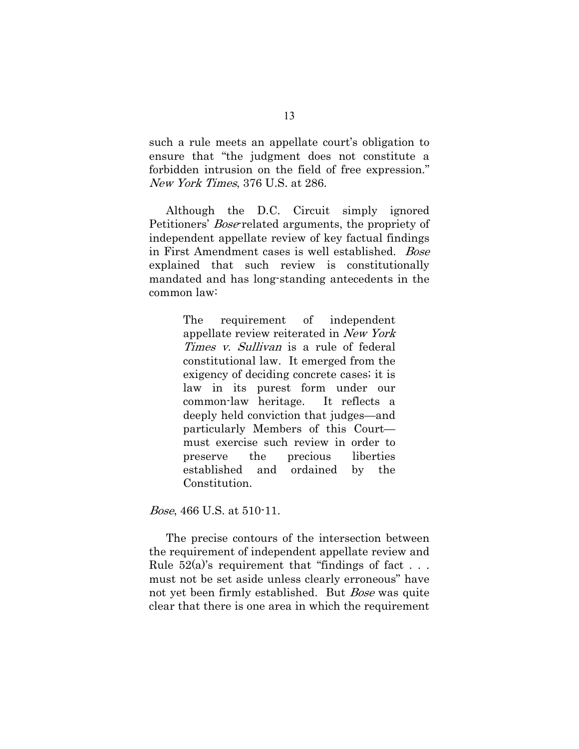such a rule meets an appellate court's obligation to ensure that "the judgment does not constitute a forbidden intrusion on the field of free expression." *New York Times*, 376 U.S. at 286.

Although the D.C. Circuit simply ignored Petitioners' *Bose*-related arguments, the propriety of independent appellate review of key factual findings in First Amendment cases is well established. *Bose* explained that such review is constitutionally mandated and has long-standing antecedents in the common law:

> The requirement of independent appellate review reiterated in *New York Times v. Sullivan* is a rule of federal constitutional law. It emerged from the exigency of deciding concrete cases; it is law in its purest form under our common-law heritage. It reflects a deeply held conviction that judges—and particularly Members of this Court—must exercise such review in order to preserve the precious liberties established and ordained by the Constitution.

*Bose*, 466 U.S. at 510-11.

The precise contours of the intersection between the requirement of independent appellate review and Rule 52(a)'s requirement that "findings of fact . . . must not be set aside unless clearly erroneous" have not yet been firmly established. But *Bose* was quite clear that there is one area in which the requirement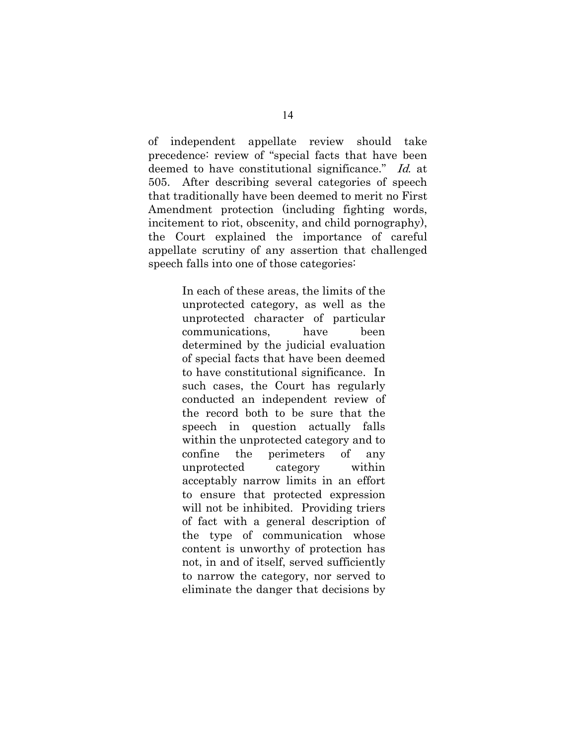of independent appellate review should take precedence: review of "special facts that have been deemed to have constitutional significance." *Id.* at 505. After describing several categories of speech that traditionally have been deemed to merit no First Amendment protection (including fighting words, incitement to riot, obscenity, and child pornography), the Court explained the importance of careful appellate scrutiny of any assertion that challenged speech falls into one of those categories:

> In each of these areas, the limits of the unprotected category, as well as the unprotected character of particular communications, have been determined by the judicial evaluation of special facts that have been deemed to have constitutional significance. In such cases, the Court has regularly conducted an independent review of the record both to be sure that the speech in question actually falls within the unprotected category and to confine the perimeters of any unprotected category within acceptably narrow limits in an effort to ensure that protected expression will not be inhibited. Providing triers of fact with a general description of the type of communication whose content is unworthy of protection has not, in and of itself, served sufficiently to narrow the category, nor served to eliminate the danger that decisions by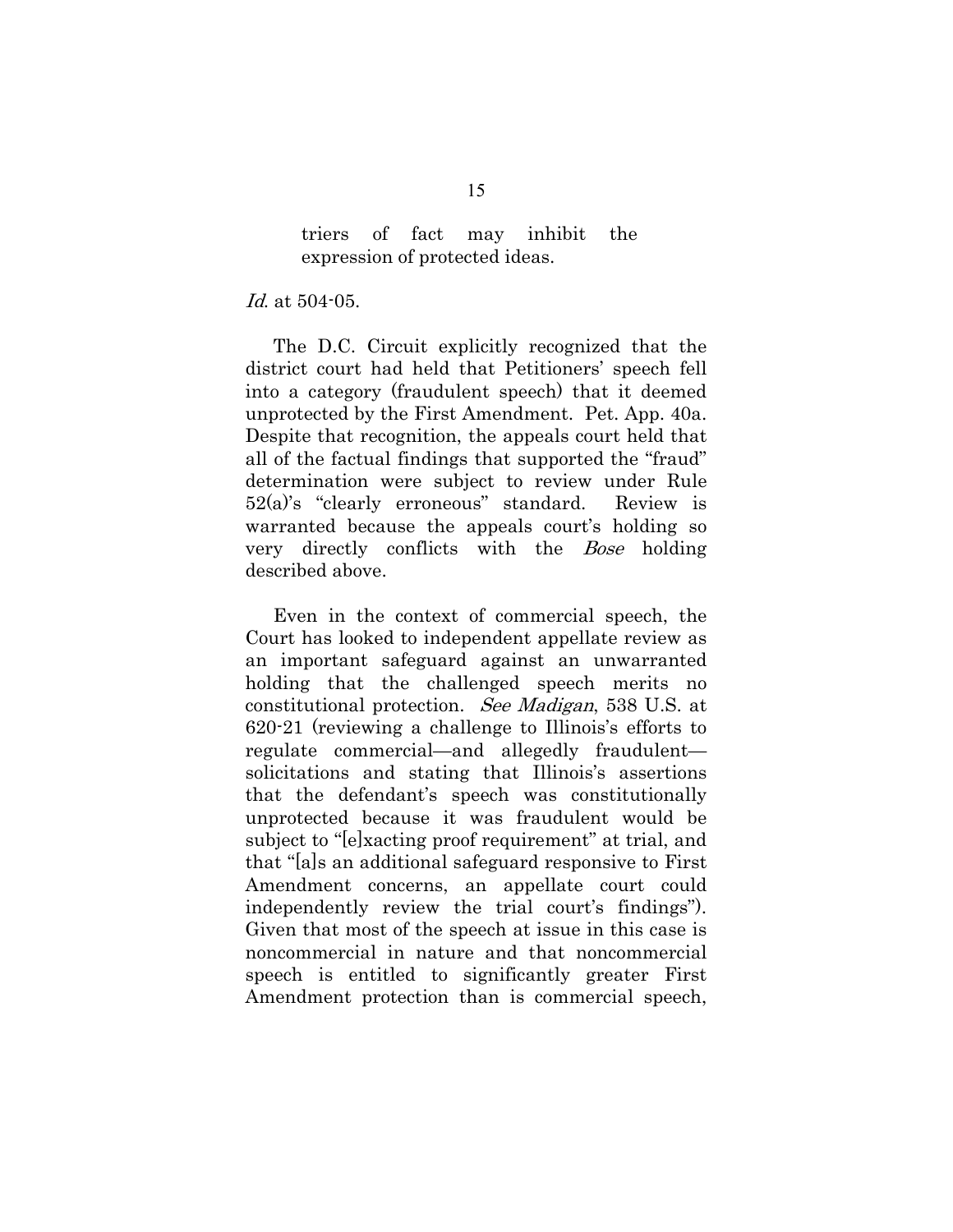> triers of fact may inhibit the expression of protected ideas.

*Id.* at 504-05.

The D.C. Circuit explicitly recognized that the district court had held that Petitioners' speech fell into a category (fraudulent speech) that it deemed unprotected by the First Amendment. Pet. App. 40a. Despite that recognition, the appeals court held that all of the factual findings that supported the "fraud" determination were subject to review under Rule 52(a)'s "clearly erroneous" standard. Review is warranted because the appeals court's holding so very directly conflicts with the *Bose* holding described above.

Even in the context of commercial speech, the Court has looked to independent appellate review as an important safeguard against an unwarranted holding that the challenged speech merits no constitutional protection. *See Madigan*, 538 U.S. at 620-21 (reviewing a challenge to Illinois's efforts to regulate commercial—and allegedly fraudulent—solicitations and stating that Illinois's assertions that the defendant's speech was constitutionally unprotected because it was fraudulent would be subject to "[e]xacting proof requirement" at trial, and that "[a]s an additional safeguard responsive to First Amendment concerns, an appellate court could independently review the trial court's findings"). Given that most of the speech at issue in this case is noncommercial in nature and that noncommercial speech is entitled to significantly greater First Amendment protection than is commercial speech,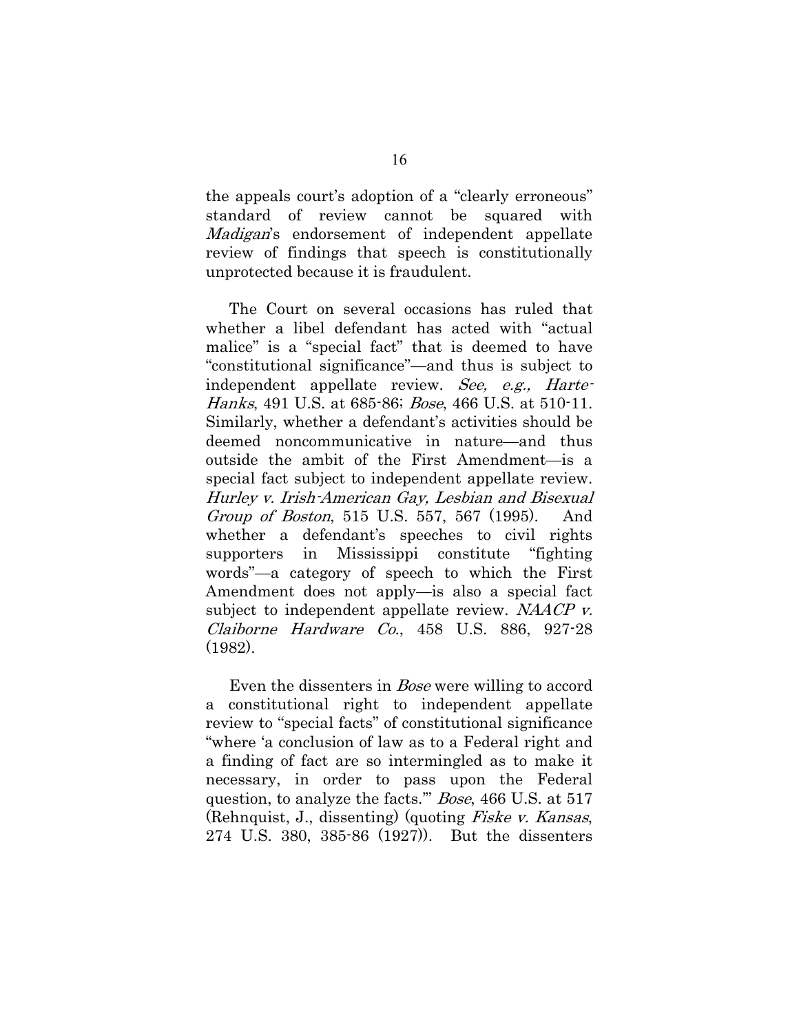the appeals court's adoption of a "clearly erroneous" standard of review cannot be squared with *Madigan*'s endorsement of independent appellate review of findings that speech is constitutionally unprotected because it is fraudulent.

The Court on several occasions has ruled that whether a libel defendant has acted with "actual malice" is a "special fact" that is deemed to have "constitutional significance"—and thus is subject to independent appellate review. *See, e.g., Harte-Hanks*, 491 U.S. at 685-86; *Bose*, 466 U.S. at 510-11. Similarly, whether a defendant's activities should be deemed noncommunicative in nature—and thus outside the ambit of the First Amendment—is a special fact subject to independent appellate review. *Hurley v. Irish-American Gay, Lesbian and Bisexual Group of Boston*, 515 U.S. 557, 567 (1995). And whether a defendant's speeches to civil rights supporters in Mississippi constitute "fighting words"—a category of speech to which the First Amendment does not apply—is also a special fact subject to independent appellate review. *NAACP v. Claiborne Hardware Co.*, 458 U.S. 886, 927-28 (1982).

Even the dissenters in *Bose* were willing to accord a constitutional right to independent appellate review to "special facts" of constitutional significance "where 'a conclusion of law as to a Federal right and a finding of fact are so intermingled as to make it necessary, in order to pass upon the Federal question, to analyze the facts.'" *Bose*, 466 U.S. at 517 (Rehnquist, J., dissenting) (quoting *Fiske v. Kansas*, 274 U.S. 380, 385-86 (1927)). But the dissenters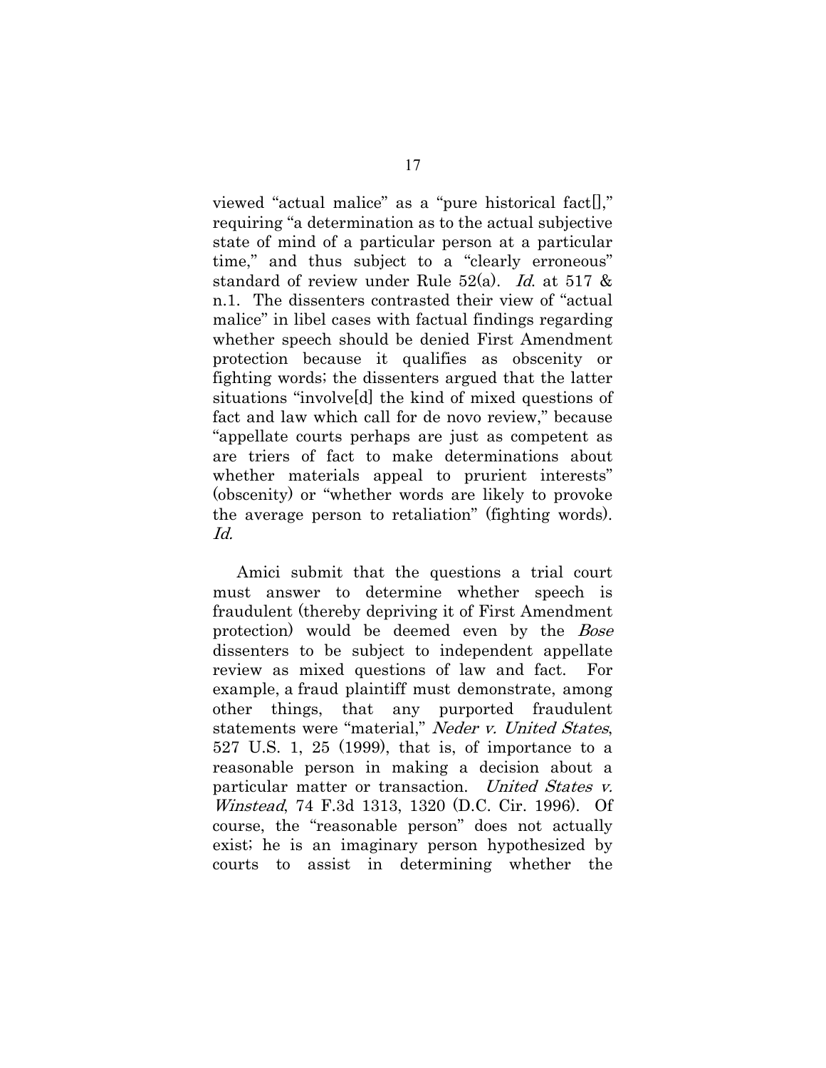viewed "actual malice" as a "pure historical fact[]," requiring "a determination as to the actual subjective state of mind of a particular person at a particular time," and thus subject to a "clearly erroneous" standard of review under Rule 52(a). *Id.* at 517 & n.1. The dissenters contrasted their view of "actual malice" in libel cases with factual findings regarding whether speech should be denied First Amendment protection because it qualifies as obscenity or fighting words; the dissenters argued that the latter situations "involve[d] the kind of mixed questions of fact and law which call for de novo review," because "appellate courts perhaps are just as competent as are triers of fact to make determinations about whether materials appeal to prurient interests" (obscenity) or "whether words are likely to provoke the average person to retaliation" (fighting words). *Id.*

Amici submit that the questions a trial court must answer to determine whether speech is fraudulent (thereby depriving it of First Amendment protection) would be deemed even by the *Bose* dissenters to be subject to independent appellate review as mixed questions of law and fact. For example, a fraud plaintiff must demonstrate, among other things, that any purported fraudulent statements were "material," *Neder v. United States*, 527 U.S. 1, 25 (1999), that is, of importance to a reasonable person in making a decision about a particular matter or transaction. *United States v. Winstead*, 74 F.3d 1313, 1320 (D.C. Cir. 1996). Of course, the "reasonable person" does not actually exist; he is an imaginary person hypothesized by courts to assist in determining whether the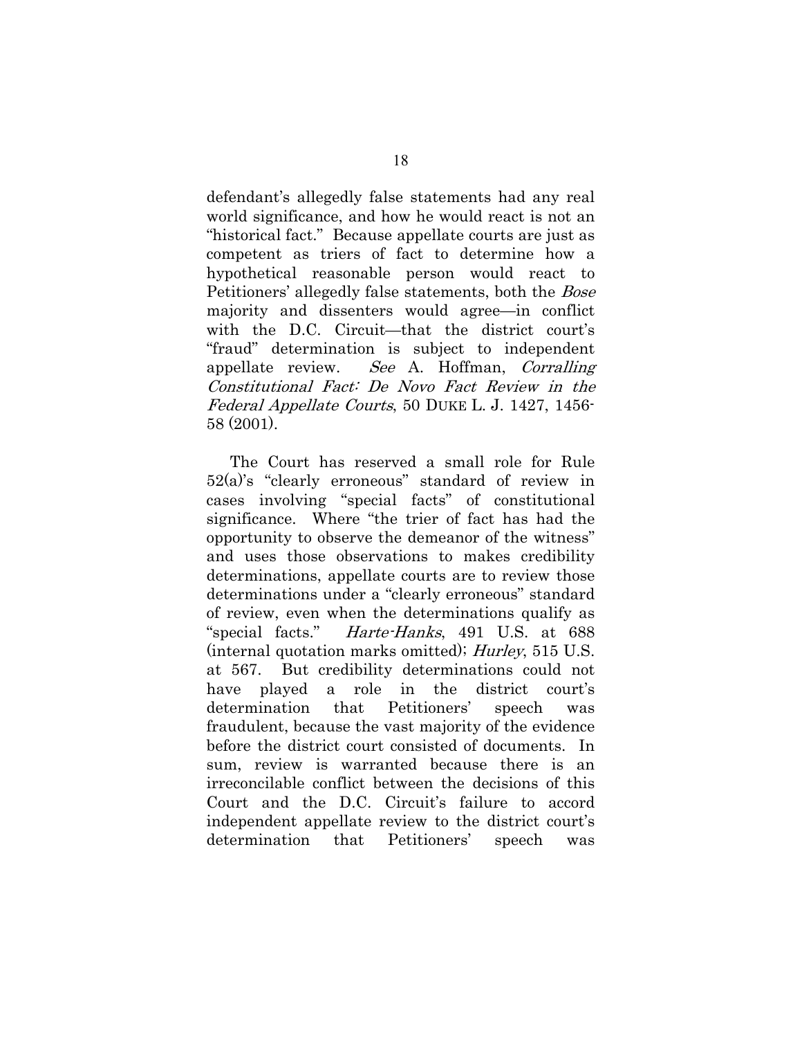defendant's allegedly false statements had any real world significance, and how he would react is not an "historical fact." Because appellate courts are just as competent as triers of fact to determine how a hypothetical reasonable person would react to Petitioners' allegedly false statements, both the *Bose* majority and dissenters would agree—in conflict with the D.C. Circuit—that the district court's "fraud" determination is subject to independent appellate review. *See* A. Hoffman, *Corralling Constitutional Fact: De Novo Fact Review in the Federal Appellate Courts*, 50 DUKE L. J. 1427, 1456-58 (2001).

The Court has reserved a small role for Rule 52(a)'s "clearly erroneous" standard of review in cases involving "special facts" of constitutional significance. Where "the trier of fact has had the opportunity to observe the demeanor of the witness" and uses those observations to makes credibility determinations, appellate courts are to review those determinations under a "clearly erroneous" standard of review, even when the determinations qualify as "special facts." *Harte-Hanks*, 491 U.S. at 688 (internal quotation marks omitted); *Hurley*, 515 U.S. at 567. But credibility determinations could not have played a role in the district court's determination that Petitioners' speech was fraudulent, because the vast majority of the evidence before the district court consisted of documents. In sum, review is warranted because there is an irreconcilable conflict between the decisions of this Court and the D.C. Circuit's failure to accord independent appellate review to the district court's determination that Petitioners' speech was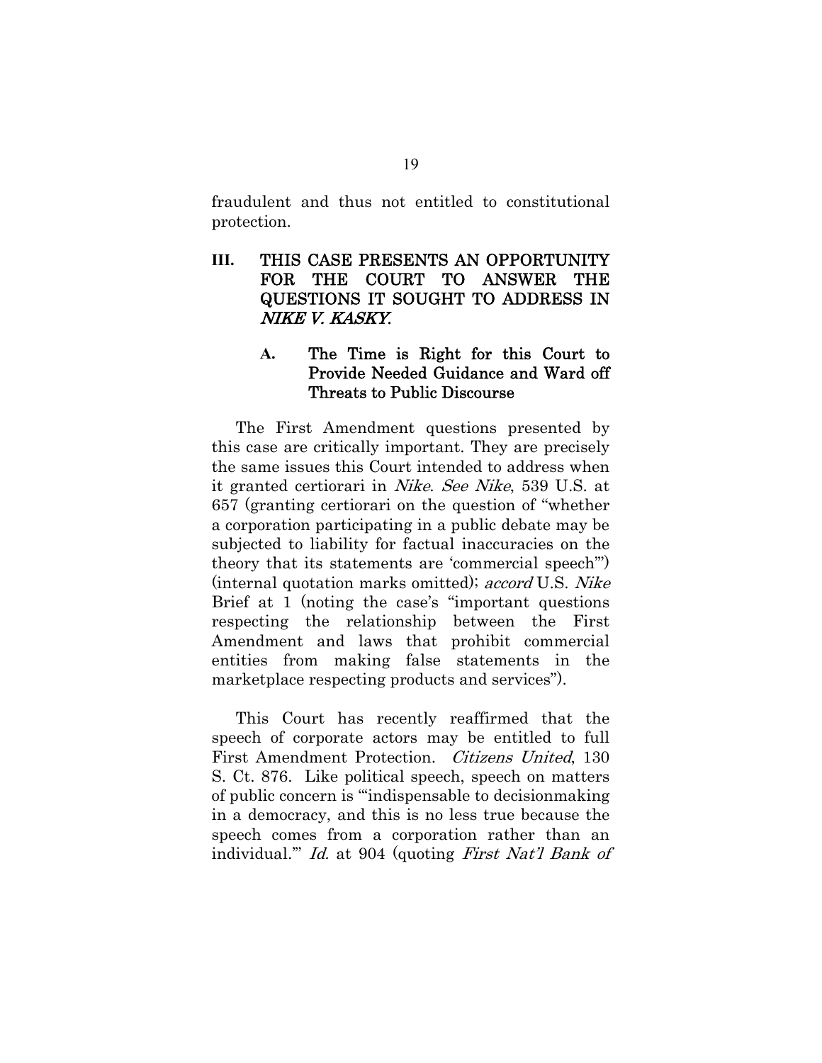fraudulent and thus not entitled to constitutional protection.

## III. THIS CASE PRESENTS AN OPPORTUNITY FOR THE COURT TO ANSWER THE QUESTIONS IT SOUGHT TO ADDRESS IN *NIKE V. KASKY*.

### A. The Time is Right for this Court to Provide Needed Guidance and Ward off Threats to Public Discourse

The First Amendment questions presented by this case are critically important. They are precisely the same issues this Court intended to address when it granted certiorari in *Nike*. *See Nike*, 539 U.S. at 657 (granting certiorari on the question of "whether a corporation participating in a public debate may be subjected to liability for factual inaccuracies on the theory that its statements are 'commercial speech'") (internal quotation marks omitted); *accord* U.S. *Nike* Brief at 1 (noting the case's "important questions respecting the relationship between the First Amendment and laws that prohibit commercial entities from making false statements in the marketplace respecting products and services").

This Court has recently reaffirmed that the speech of corporate actors may be entitled to full First Amendment Protection. *Citizens United*, 130 S. Ct. 876. Like political speech, speech on matters of public concern is "'indispensable to decisionmaking in a democracy, and this is no less true because the speech comes from a corporation rather than an individual.'" *Id.* at 904 (quoting *First Nat'l Bank of*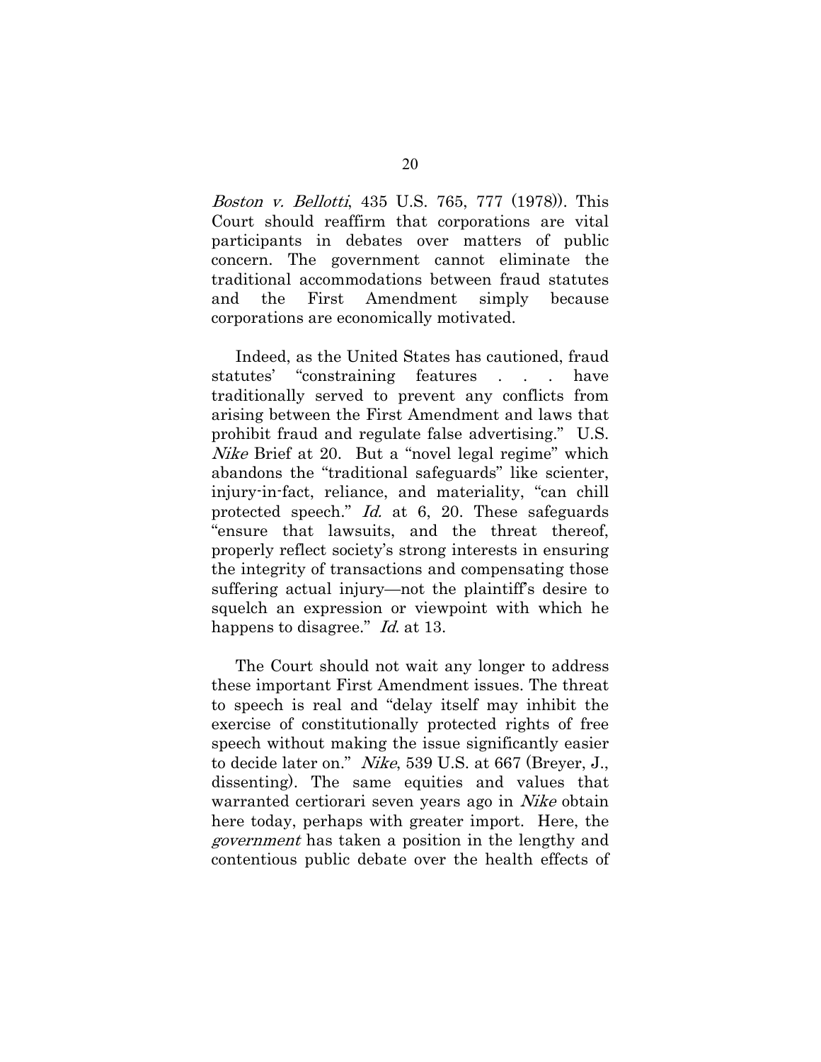*Boston v. Bellotti*, 435 U.S. 765, 777 (1978)). This Court should reaffirm that corporations are vital participants in debates over matters of public concern. The government cannot eliminate the traditional accommodations between fraud statutes and the First Amendment simply because corporations are economically motivated.

Indeed, as the United States has cautioned, fraud statutes' "constraining features . . . have traditionally served to prevent any conflicts from arising between the First Amendment and laws that prohibit fraud and regulate false advertising." U.S. *Nike* Brief at 20. But a "novel legal regime" which abandons the "traditional safeguards" like scienter, injury-in-fact, reliance, and materiality, "can chill protected speech." *Id.* at 6, 20. These safeguards "ensure that lawsuits, and the threat thereof, properly reflect society's strong interests in ensuring the integrity of transactions and compensating those suffering actual injury—not the plaintiff's desire to squelch an expression or viewpoint with which he happens to disagree." *Id.* at 13.

The Court should not wait any longer to address these important First Amendment issues. The threat to speech is real and "delay itself may inhibit the exercise of constitutionally protected rights of free speech without making the issue significantly easier to decide later on." *Nike*, 539 U.S. at 667 (Breyer, J., dissenting). The same equities and values that warranted certiorari seven years ago in *Nike* obtain here today, perhaps with greater import. Here, the *government* has taken a position in the lengthy and contentious public debate over the health effects of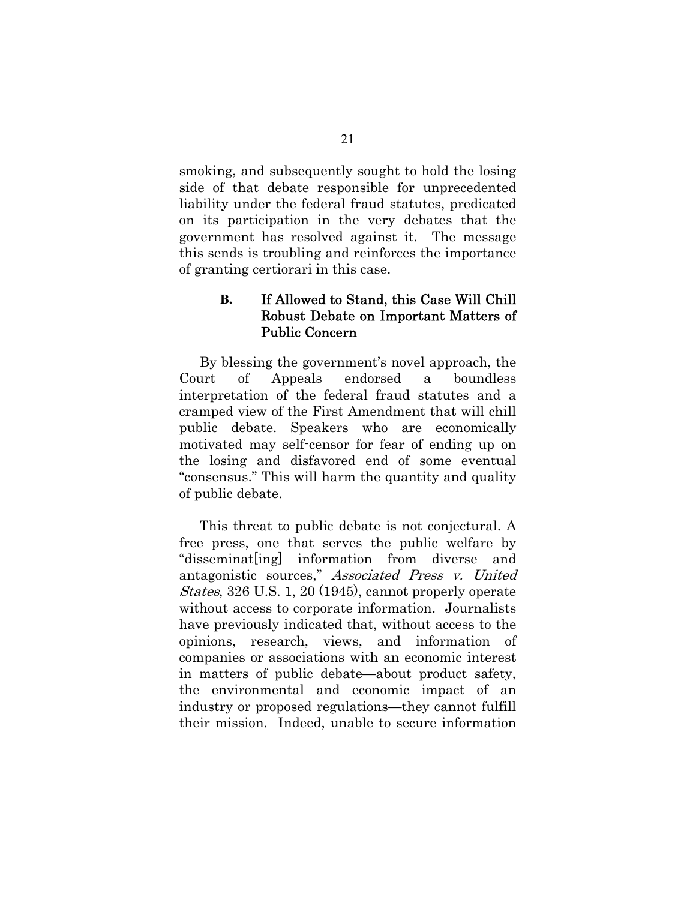smoking, and subsequently sought to hold the losing side of that debate responsible for unprecedented liability under the federal fraud statutes, predicated on its participation in the very debates that the government has resolved against it. The message this sends is troubling and reinforces the importance of granting certiorari in this case.

### B. If Allowed to Stand, this Case Will Chill Robust Debate on Important Matters of Public Concern

By blessing the government's novel approach, the Court of Appeals endorsed a boundless interpretation of the federal fraud statutes and a cramped view of the First Amendment that will chill public debate. Speakers who are economically motivated may self-censor for fear of ending up on the losing and disfavored end of some eventual "consensus." This will harm the quantity and quality of public debate.

This threat to public debate is not conjectural. A free press, one that serves the public welfare by "disseminat[ing] information from diverse and antagonistic sources," *Associated Press v. United States*, 326 U.S. 1, 20 (1945), cannot properly operate without access to corporate information. Journalists have previously indicated that, without access to the opinions, research, views, and information of companies or associations with an economic interest in matters of public debate—about product safety, the environmental and economic impact of an industry or proposed regulations—they cannot fulfill their mission. Indeed, unable to secure information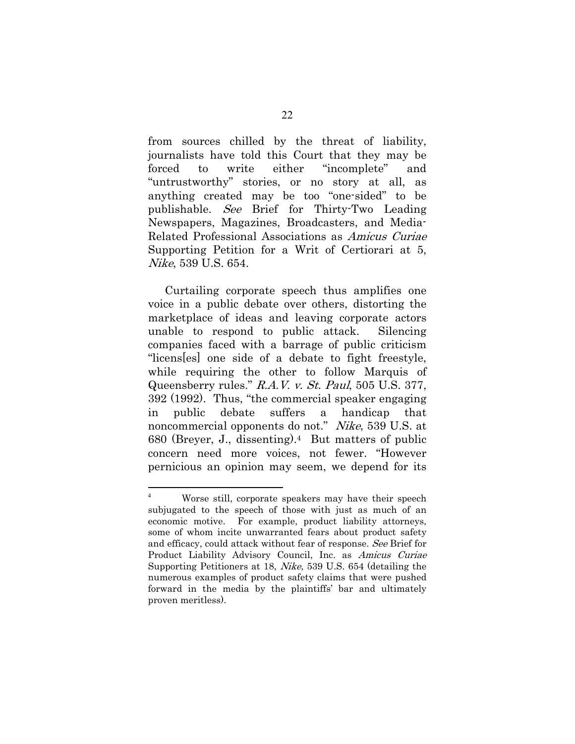from sources chilled by the threat of liability, journalists have told this Court that they may be forced to write either "incomplete" and "untrustworthy" stories, or no story at all, as anything created may be too "one-sided" to be publishable. *See* Brief for Thirty-Two Leading Newspapers, Magazines, Broadcasters, and Media-Related Professional Associations as *Amicus Curiae* Supporting Petition for a Writ of Certiorari at 5, *Nike*, 539 U.S. 654.

Curtailing corporate speech thus amplifies one voice in a public debate over others, distorting the marketplace of ideas and leaving corporate actors unable to respond to public attack. Silencing companies faced with a barrage of public criticism "licens[es] one side of a debate to fight freestyle, while requiring the other to follow Marquis of Queensberry rules." *R.A.V. v. St. Paul*, 505 U.S. 377, 392 (1992). Thus, "the commercial speaker engaging in public debate suffers a handicap that noncommercial opponents do not." *Nike*, 539 U.S. at 680 (Breyer, J., dissenting).[4] But matters of public concern need more voices, not fewer. "However pernicious an opinion may seem, we depend for its

---

[4] Worse still, corporate speakers may have their speech subjugated to the speech of those with just as much of an economic motive. For example, product liability attorneys, some of whom incite unwarranted fears about product safety and efficacy, could attack without fear of response. *See* Brief for Product Liability Advisory Council, Inc. as *Amicus Curiae* Supporting Petitioners at 18, *Nike*, 539 U.S. 654 (detailing the numerous examples of product safety claims that were pushed forward in the media by the plaintiffs' bar and ultimately proven meritless).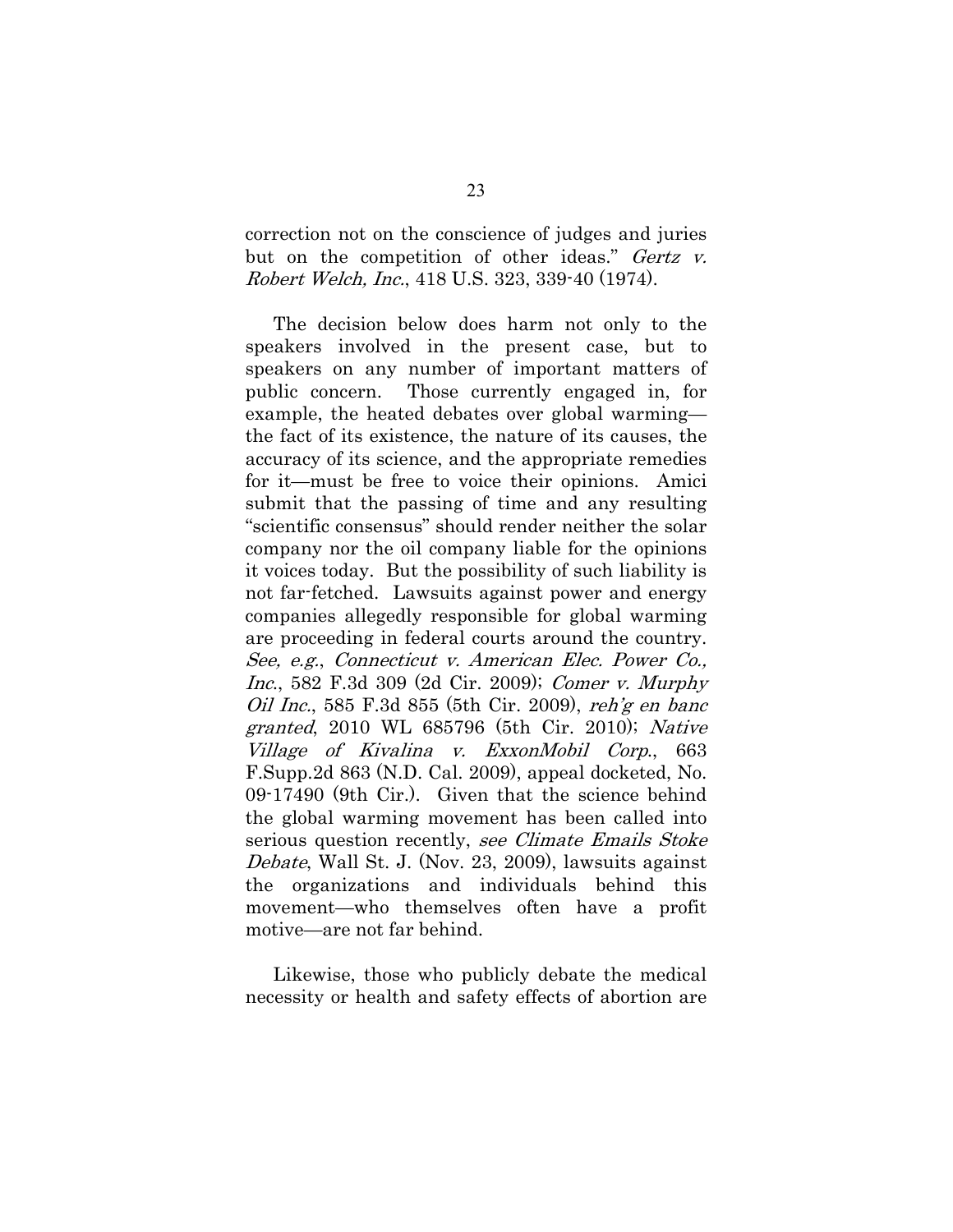correction not on the conscience of judges and juries but on the competition of other ideas." *Gertz v. Robert Welch, Inc.*, 418 U.S. 323, 339-40 (1974).

The decision below does harm not only to the speakers involved in the present case, but to speakers on any number of important matters of public concern. Those currently engaged in, for example, the heated debates over global warming—the fact of its existence, the nature of its causes, the accuracy of its science, and the appropriate remedies for it—must be free to voice their opinions. Amici submit that the passing of time and any resulting "scientific consensus" should render neither the solar company nor the oil company liable for the opinions it voices today. But the possibility of such liability is not far-fetched. Lawsuits against power and energy companies allegedly responsible for global warming are proceeding in federal courts around the country. *See, e.g.*, *Connecticut v. American Elec. Power Co., Inc.*, 582 F.3d 309 (2d Cir. 2009); *Comer v. Murphy Oil Inc.*, 585 F.3d 855 (5th Cir. 2009), *reh'g en banc granted*, 2010 WL 685796 (5th Cir. 2010); *Native Village of Kivalina v. ExxonMobil Corp.*, 663 F.Supp.2d 863 (N.D. Cal. 2009), appeal docketed, No. 09-17490 (9th Cir.). Given that the science behind the global warming movement has been called into serious question recently, *see Climate Emails Stoke Debate*, Wall St. J. (Nov. 23, 2009), lawsuits against the organizations and individuals behind this movement—who themselves often have a profit motive—are not far behind.

Likewise, those who publicly debate the medical necessity or health and safety effects of abortion are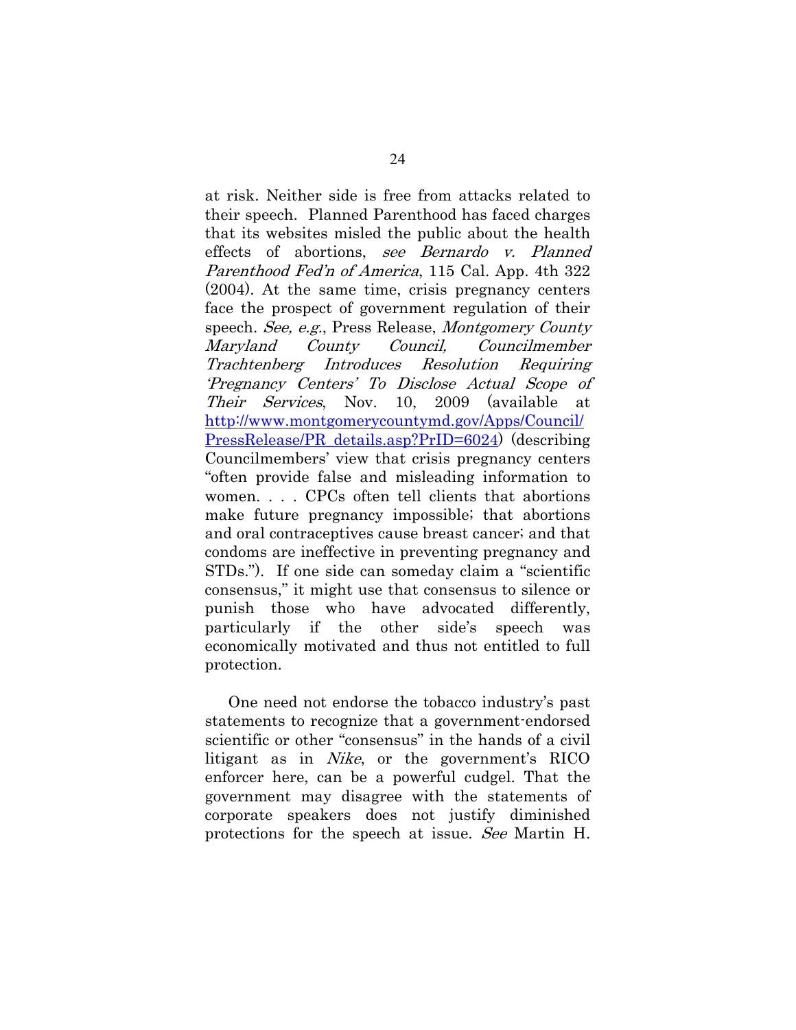at risk. Neither side is free from attacks related to their speech. Planned Parenthood has faced charges that its websites misled the public about the health effects of abortions, *see Bernardo v. Planned Parenthood Fed'n of America*, 115 Cal. App. 4th 322 (2004). At the same time, crisis pregnancy centers face the prospect of government regulation of their speech. *See, e.g.*, Press Release, *Montgomery County Maryland County Council, Councilmember Trachtenberg Introduces Resolution Requiring 'Pregnancy Centers' To Disclose Actual Scope of Their Services*, Nov. 10, 2009 (available at [http://www.montgomerycountymd.gov/Apps/Council/PressRelease/PR_details.asp?PrID=6024](http://www.montgomerycountymd.gov/Apps/Council/PressRelease/PR_details.asp?PrID=6024)) (describing Councilmembers' view that crisis pregnancy centers "often provide false and misleading information to women. . . . CPCs often tell clients that abortions make future pregnancy impossible; that abortions and oral contraceptives cause breast cancer; and that condoms are ineffective in preventing pregnancy and STDs."). If one side can someday claim a "scientific consensus," it might use that consensus to silence or punish those who have advocated differently, particularly if the other side's speech was economically motivated and thus not entitled to full protection.

One need not endorse the tobacco industry's past statements to recognize that a government-endorsed scientific or other "consensus" in the hands of a civil litigant as in *Nike*, or the government's RICO enforcer here, can be a powerful cudgel. That the government may disagree with the statements of corporate speakers does not justify diminished protections for the speech at issue. *See* Martin H.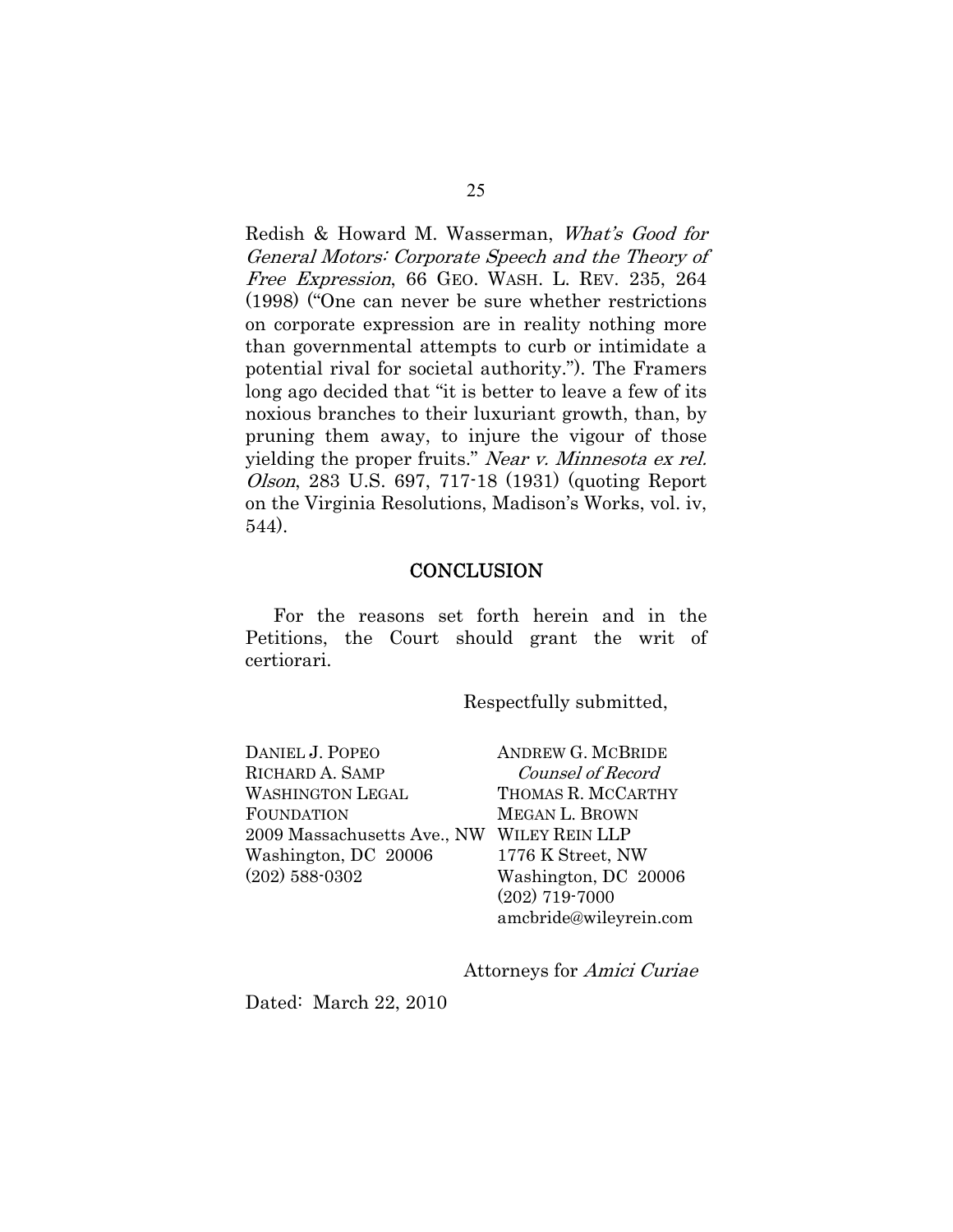Redish & Howard M. Wasserman, *What's Good for General Motors: Corporate Speech and the Theory of Free Expression*, 66 GEO. WASH. L. REV. 235, 264 (1998) ("One can never be sure whether restrictions on corporate expression are in reality nothing more than governmental attempts to curb or intimidate a potential rival for societal authority."). The Framers long ago decided that "it is better to leave a few of its noxious branches to their luxuriant growth, than, by pruning them away, to injure the vigour of those yielding the proper fruits." *Near v. Minnesota ex rel. Olson*, 283 U.S. 697, 717-18 (1931) (quoting Report on the Virginia Resolutions, Madison's Works, vol. iv, 544).

## CONCLUSION

For the reasons set forth herein and in the Petitions, the Court should grant the writ of certiorari.

Respectfully submitted,

DANIEL J. POPEO
RICHARD A. SAMP
WASHINGTON LEGAL FOUNDATION
2009 Massachusetts Ave., NW
Washington, DC 20006
(202) 588-0302

ANDREW G. MCBRIDE
*Counsel of Record*
THOMAS R. MCCARTHY
MEGAN L. BROWN
WILEY REIN LLP
1776 K Street, NW
Washington, DC 20006
(202) 719-7000
amcbride@wileyrein.com

Attorneys for *Amici Curiae*

Dated: March 22, 2010